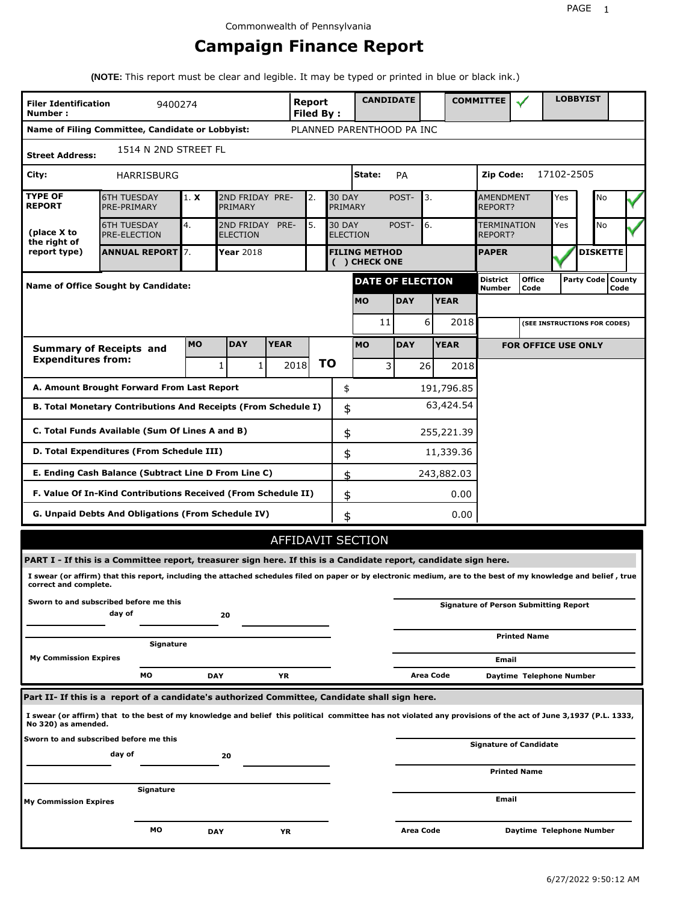Commonwealth of Pennsylvania

# Campaign Finance Report

**(NOTE:** This report must be clear and legible. It may be typed or printed in blue or black ink.)

| | | | |
|---|---|---|---|
| **Filer Identification Number :** | 9400274 | **Report Filed By :** | **CANDIDATE** ☐ **COMMITTEE** ✓ **LOBBYIST** ☐ |
| **Name of Filing Committee, Candidate or Lobbyist:** | PLANNED PARENTHOOD PA INC | | |
| **Street Address:** | 1514 N 2ND STREET FL | | |
| **City:** | HARRISBURG | **State:** PA | **Zip Code:** 17102-2505 |

| **TYPE OF REPORT** (place X to the right of report type) | | | | | | | |
|---|---|---|---|---|---|---|---|
| 6TH TUESDAY PRE-PRIMARY | 1. **X** | 2ND FRIDAY PRE-PRIMARY | 2. | 30 DAY POST-PRIMARY | 3. | AMENDMENT REPORT? | Yes ☐ No ✓ |
| 6TH TUESDAY PRE-ELECTION | 4. | 2ND FRIDAY PRE-ELECTION | 5. | 30 DAY POST-ELECTION | 6. | TERMINATION REPORT? | Yes ☐ No ✓ |
| **ANNUAL REPORT** | 7. | **Year** 2018 | | **FILING METHOD ( ) CHECK ONE** | | **PAPER** ✓ | **DISKETTE** ☐ |

| **Name of Office Sought by Candidate:** | **DATE OF ELECTION** | | | **District Number** | **Office Code** | **Party Code** | **County Code** |
|---|---|---|---|---|---|---|---|
| | **MO** | **DAY** | **YEAR** | | | | |
| | 11 | 6 | 2018 | | **(SEE INSTRUCTIONS FOR CODES)** | | |

| **Summary of Receipts and Expenditures from:** | **MO** | **DAY** | **YEAR** | | **MO** | **DAY** | **YEAR** | **FOR OFFICE USE ONLY** |
|---|---|---|---|---|---|---|---|---|
| | 1 | 1 | 2018 | **TO** | 3 | 26 | 2018 | |

| | | |
|---|---|---|
| **A. Amount Brought Forward From Last Report** | $ | 191,796.85 |
| **B. Total Monetary Contributions And Receipts (From Schedule I)** | $ | 63,424.54 |
| **C. Total Funds Available (Sum Of Lines A and B)** | $ | 255,221.39 |
| **D. Total Expenditures (From Schedule III)** | $ | 11,339.36 |
| **E. Ending Cash Balance (Subtract Line D From Line C)** | $ | 243,882.03 |
| **F. Value Of In-Kind Contributions Received (From Schedule II)** | $ | 0.00 |
| **G. Unpaid Debts And Obligations (From Schedule IV)** | $ | 0.00 |

## AFFIDAVIT SECTION

**PART I - If this is a Committee report, treasurer sign here. If this is a Candidate report, candidate sign here.**

**I swear (or affirm) that this report, including the attached schedules filed on paper or by electronic medium, are to the best of my knowledge and belief , true correct and complete.**

**Sworn to and subscribed before me this** ______ **day of** ______ **20** ______

______ **Signature**

**My Commission Expires** ______ **MO** ______ **DAY** ______ **YR**

______ **Signature of Person Submitting Report**

______ **Printed Name**

______ **Email**

**Area Code** ______ **Daytime Telephone Number**

**Part II- If this is a report of a candidate's authorized Committee, Candidate shall sign here.**

**I swear (or affirm) that to the best of my knowledge and belief this political committee has not violated any provisions of the act of June 3,1937 (P.L. 1333, No 320) as amended.**

**Sworn to and subscribed before me this** ______ **day of** ______ **20** ______

______ **Signature**

**My Commission Expires** ______ **MO** ______ **DAY** ______ **YR**

______ **Signature of Candidate**

______ **Printed Name**

______ **Email**

**Area Code** ______ **Daytime Telephone Number**

6/27/2022 9:50:12 AM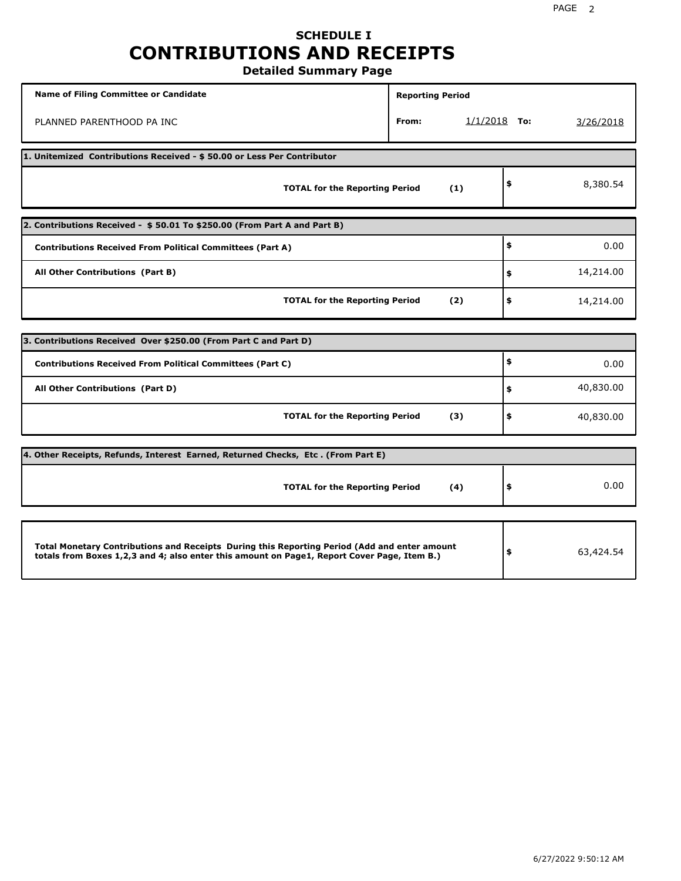# SCHEDULE I
# CONTRIBUTIONS AND RECEIPTS
## Detailed Summary Page

| Name of Filing Committee or Candidate | Reporting Period | |
|---|---|---|
| PLANNED PARENTHOOD PA INC | From: 1/1/2018 | To: 3/26/2018 |

**1. Unitemized Contributions Received - $ 50.00 or Less Per Contributor**

| | | |
|---|---|---|
| **TOTAL for the Reporting Period** | **(1)** | $ 8,380.54 |

**2. Contributions Received - $ 50.01 To $250.00 (From Part A and Part B)**

| | | |
|---|---|---|
| **Contributions Received From Political Committees (Part A)** | | $ 0.00 |
| **All Other Contributions (Part B)** | | $ 14,214.00 |
| **TOTAL for the Reporting Period** | **(2)** | $ 14,214.00 |

**3. Contributions Received Over $250.00 (From Part C and Part D)**

| | | |
|---|---|---|
| **Contributions Received From Political Committees (Part C)** | | $ 0.00 |
| **All Other Contributions (Part D)** | | $ 40,830.00 |
| **TOTAL for the Reporting Period** | **(3)** | $ 40,830.00 |

**4. Other Receipts, Refunds, Interest Earned, Returned Checks, Etc . (From Part E)**

| | | |
|---|---|---|
| **TOTAL for the Reporting Period** | **(4)** | $ 0.00 |

| | |
|---|---|
| **Total Monetary Contributions and Receipts During this Reporting Period (Add and enter amount totals from Boxes 1,2,3 and 4; also enter this amount on Page1, Report Cover Page, Item B.)** | $ 63,424.54 |

6/27/2022 9:50:12 AM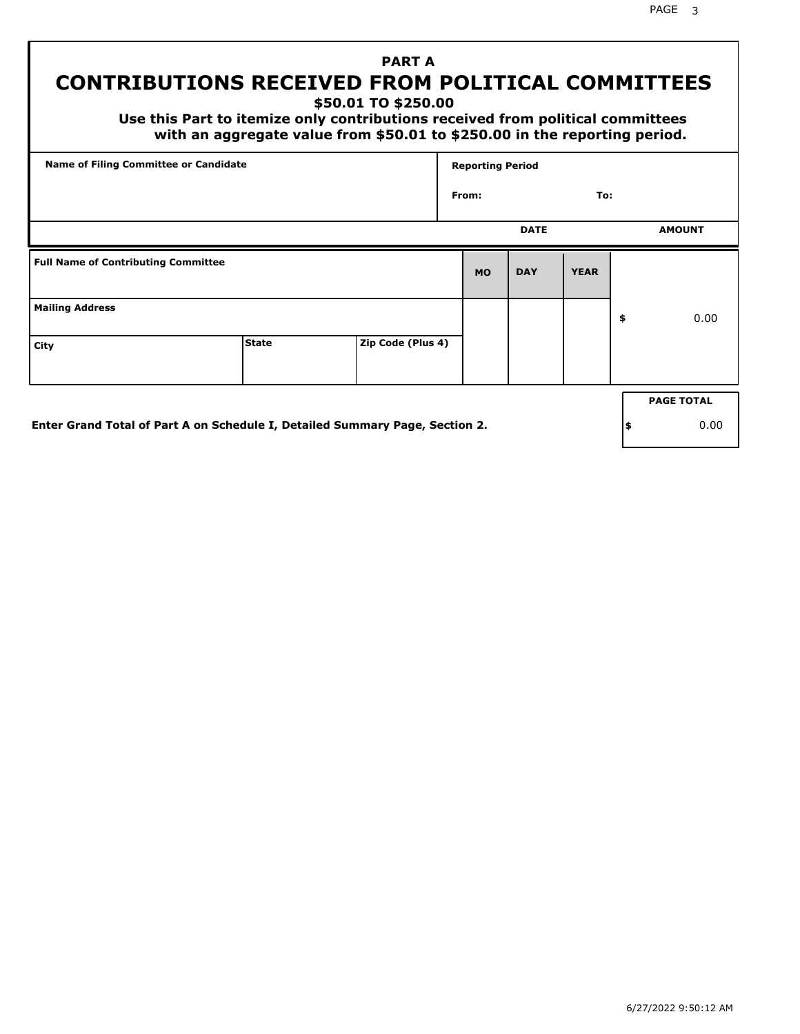## PART A
# CONTRIBUTIONS RECEIVED FROM POLITICAL COMMITTEES
### $50.01 TO $250.00

**Use this Part to itemize only contributions received from political committees with an aggregate value from $50.01 to $250.00 in the reporting period.**

| Name of Filing Committee or Candidate | Reporting Period |
|---|---|
| | From: To: |

| | | | DATE | | | AMOUNT |
|---|---|---|---|---|---|---|
| **Full Name of Contributing Committee** | | | **MO** | **DAY** | **YEAR** | |
| **Mailing Address** | | | | | | $ 0.00 |
| **City** | **State** | **Zip Code (Plus 4)** | | | | |

**Enter Grand Total of Part A on Schedule I, Detailed Summary Page, Section 2.**

| PAGE TOTAL |
|---|
| $ 0.00 |

6/27/2022 9:50:12 AM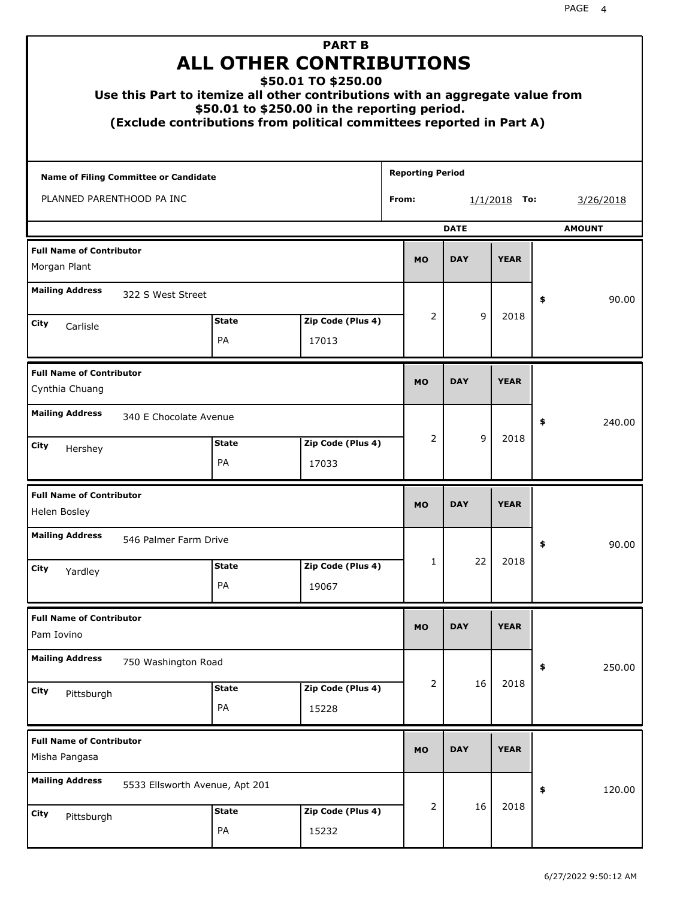# PART B
# ALL OTHER CONTRIBUTIONS
## $50.01 TO $250.00

**Use this Part to itemize all other contributions with an aggregate value from $50.01 to $250.00 in the reporting period.**
**(Exclude contributions from political committees reported in Part A)**

**Name of Filing Committee or Candidate:** PLANNED PARENTHOOD PA INC

**Reporting Period From:** 1/1/2018 **To:** 3/26/2018

| Full Name of Contributor | Mailing Address | City | State | Zip Code (Plus 4) | MO | DAY | YEAR | AMOUNT |
|---|---|---|---|---|---|---|---|---|
| Morgan Plant | 322 S West Street | Carlisle | PA | 17013 | 2 | 9 | 2018 | $ 90.00 |
| Cynthia Chuang | 340 E Chocolate Avenue | Hershey | PA | 17033 | 2 | 9 | 2018 | $ 240.00 |
| Helen Bosley | 546 Palmer Farm Drive | Yardley | PA | 19067 | 1 | 22 | 2018 | $ 90.00 |
| Pam Iovino | 750 Washington Road | Pittsburgh | PA | 15228 | 2 | 16 | 2018 | $ 250.00 |
| Misha Pangasa | 5533 Ellsworth Avenue, Apt 201 | Pittsburgh | PA | 15232 | 2 | 16 | 2018 | $ 120.00 |

6/27/2022 9:50:12 AM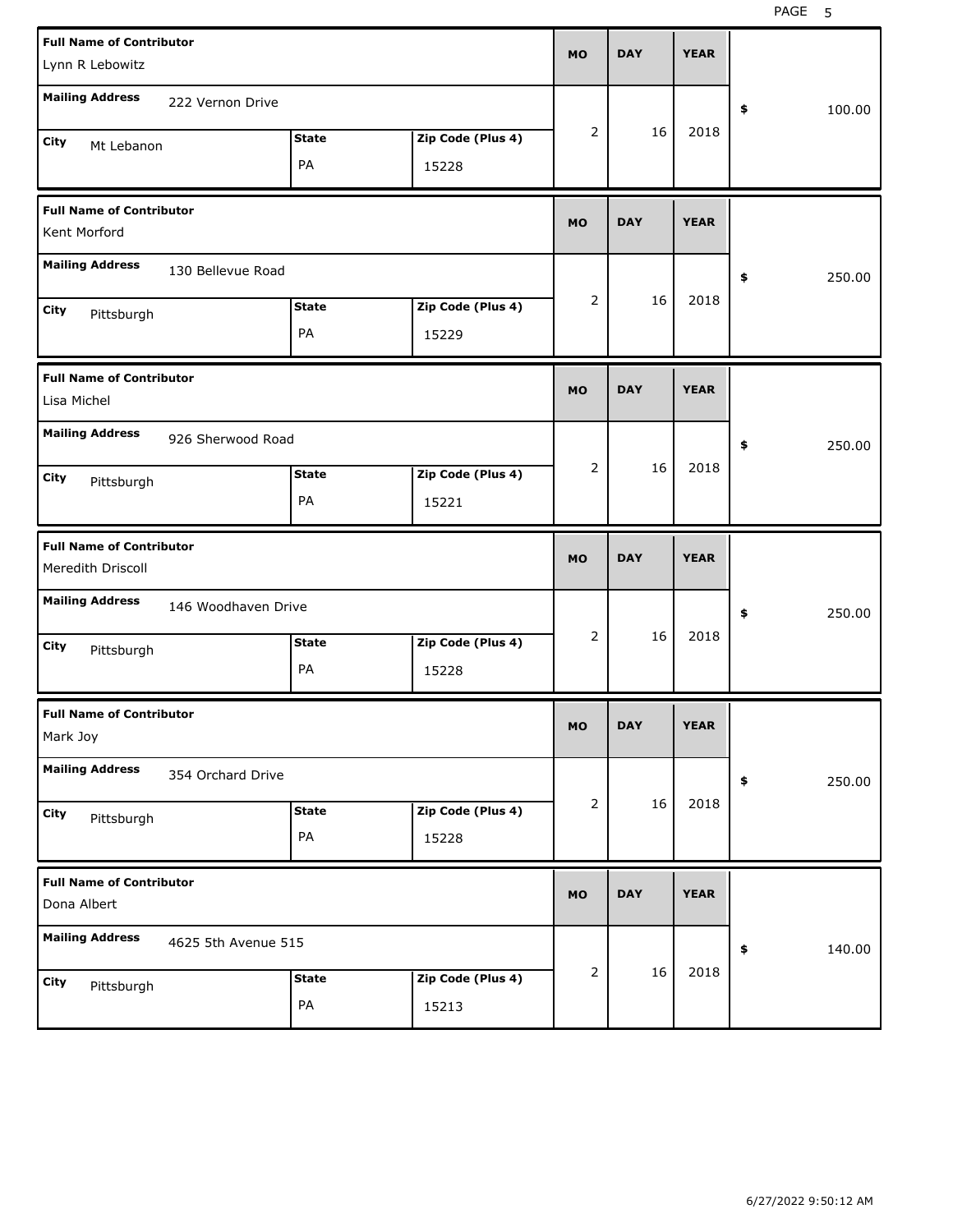| Full Name of Contributor | Mailing Address | City | State | Zip Code (Plus 4) | MO | DAY | YEAR | $ |
|---|---|---|---|---|---|---|---|---|
| Lynn R Lebowitz | 222 Vernon Drive | Mt Lebanon | PA | 15228 | 2 | 16 | 2018 | 100.00 |
| Kent Morford | 130 Bellevue Road | Pittsburgh | PA | 15229 | 2 | 16 | 2018 | 250.00 |
| Lisa Michel | 926 Sherwood Road | Pittsburgh | PA | 15221 | 2 | 16 | 2018 | 250.00 |
| Meredith Driscoll | 146 Woodhaven Drive | Pittsburgh | PA | 15228 | 2 | 16 | 2018 | 250.00 |
| Mark Joy | 354 Orchard Drive | Pittsburgh | PA | 15228 | 2 | 16 | 2018 | 250.00 |
| Dona Albert | 4625 5th Avenue 515 | Pittsburgh | PA | 15213 | 2 | 16 | 2018 | 140.00 |

6/27/2022 9:50:12 AM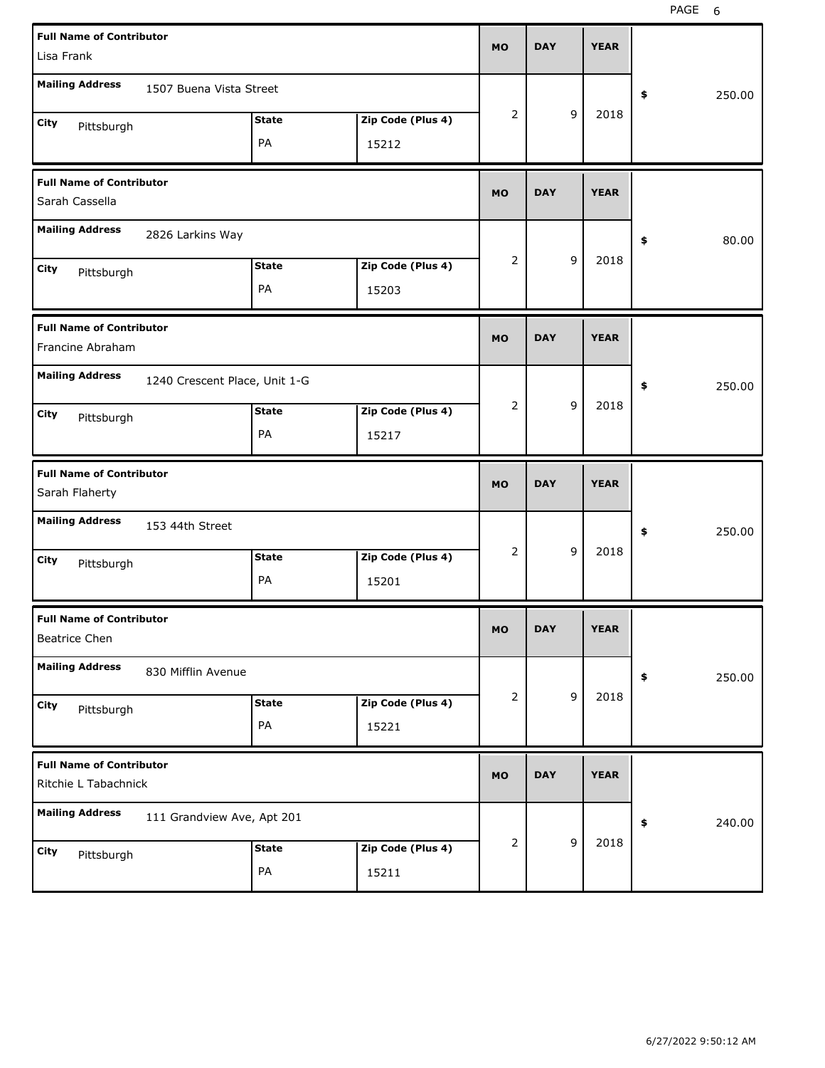| Full Name of Contributor | Mailing Address | City | State | Zip Code (Plus 4) | MO | DAY | YEAR | $ |
|---|---|---|---|---|---|---|---|---|
| Lisa Frank | 1507 Buena Vista Street | Pittsburgh | PA | 15212 | 2 | 9 | 2018 | 250.00 |
| Sarah Cassella | 2826 Larkins Way | Pittsburgh | PA | 15203 | 2 | 9 | 2018 | 80.00 |
| Francine Abraham | 1240 Crescent Place, Unit 1-G | Pittsburgh | PA | 15217 | 2 | 9 | 2018 | 250.00 |
| Sarah Flaherty | 153 44th Street | Pittsburgh | PA | 15201 | 2 | 9 | 2018 | 250.00 |
| Beatrice Chen | 830 Mifflin Avenue | Pittsburgh | PA | 15221 | 2 | 9 | 2018 | 250.00 |
| Ritchie L Tabachnick | 111 Grandview Ave, Apt 201 | Pittsburgh | PA | 15211 | 2 | 9 | 2018 | 240.00 |

6/27/2022 9:50:12 AM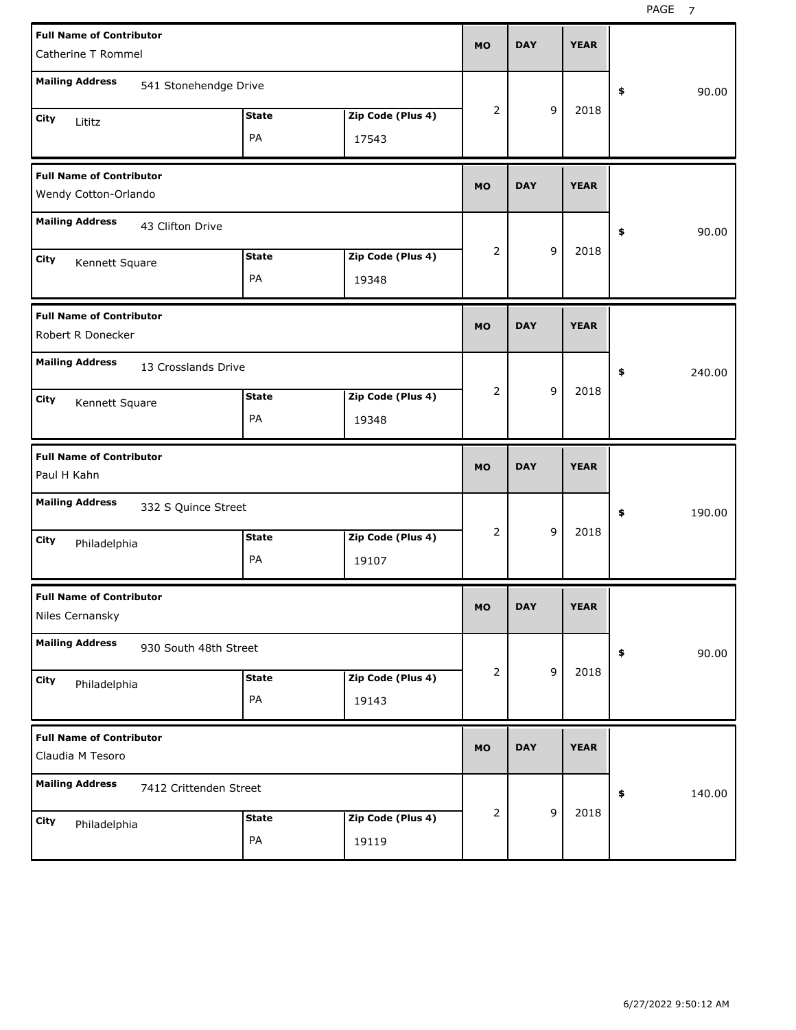| Full Name of Contributor | Mailing Address | City | State | Zip Code (Plus 4) | MO | DAY | YEAR | $ |
|---|---|---|---|---|---|---|---|---|
| Catherine T Rommel | 541 Stonehendge Drive | Lititz | PA | 17543 | 2 | 9 | 2018 | 90.00 |
| Wendy Cotton-Orlando | 43 Clifton Drive | Kennett Square | PA | 19348 | 2 | 9 | 2018 | 90.00 |
| Robert R Donecker | 13 Crosslands Drive | Kennett Square | PA | 19348 | 2 | 9 | 2018 | 240.00 |
| Paul H Kahn | 332 S Quince Street | Philadelphia | PA | 19107 | 2 | 9 | 2018 | 190.00 |
| Niles Cernansky | 930 South 48th Street | Philadelphia | PA | 19143 | 2 | 9 | 2018 | 90.00 |
| Claudia M Tesoro | 7412 Crittenden Street | Philadelphia | PA | 19119 | 2 | 9 | 2018 | 140.00 |

6/27/2022 9:50:12 AM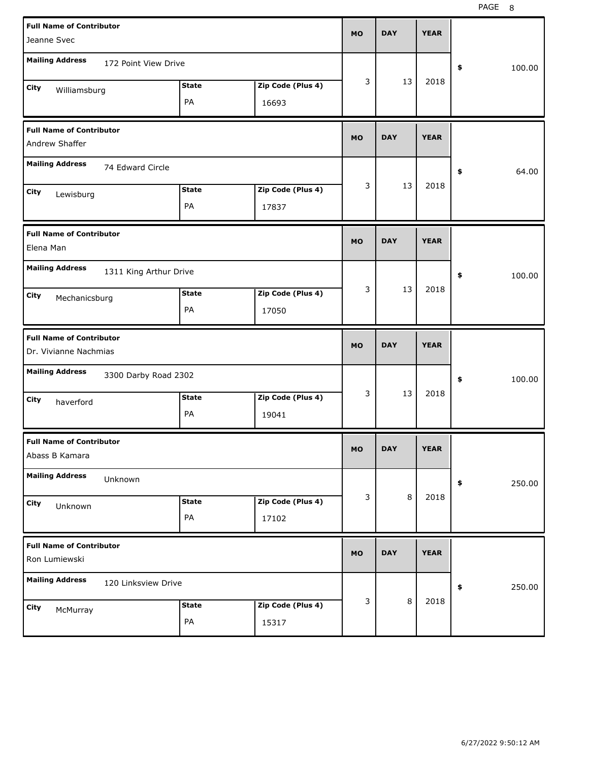| Full Name of Contributor | Mailing Address | City | State | Zip Code (Plus 4) | MO | DAY | YEAR | $ |
|---|---|---|---|---|---|---|---|---|
| Jeanne Svec | 172 Point View Drive | Williamsburg | PA | 16693 | 3 | 13 | 2018 | 100.00 |
| Andrew Shaffer | 74 Edward Circle | Lewisburg | PA | 17837 | 3 | 13 | 2018 | 64.00 |
| Elena Man | 1311 King Arthur Drive | Mechanicsburg | PA | 17050 | 3 | 13 | 2018 | 100.00 |
| Dr. Vivianne Nachmias | 3300 Darby Road 2302 | haverford | PA | 19041 | 3 | 13 | 2018 | 100.00 |
| Abass B Kamara | Unknown | Unknown | PA | 17102 | 3 | 8 | 2018 | 250.00 |
| Ron Lumiewski | 120 Linksview Drive | McMurray | PA | 15317 | 3 | 8 | 2018 | 250.00 |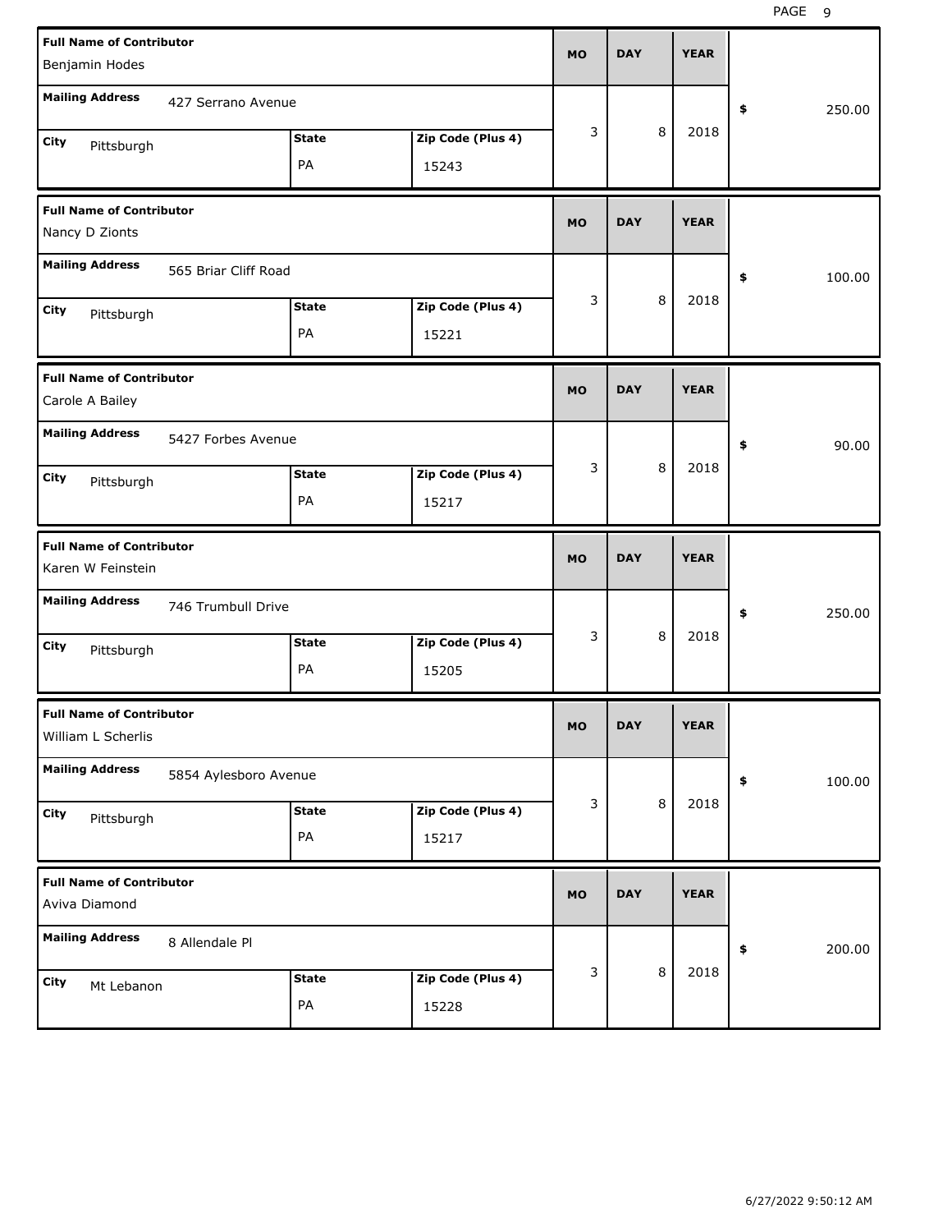| Full Name of Contributor | Mailing Address | City | State | Zip Code (Plus 4) | MO | DAY | YEAR | $ |
|---|---|---|---|---|---|---|---|---|
| Benjamin Hodes | 427 Serrano Avenue | Pittsburgh | PA | 15243 | 3 | 8 | 2018 | 250.00 |
| Nancy D Zionts | 565 Briar Cliff Road | Pittsburgh | PA | 15221 | 3 | 8 | 2018 | 100.00 |
| Carole A Bailey | 5427 Forbes Avenue | Pittsburgh | PA | 15217 | 3 | 8 | 2018 | 90.00 |
| Karen W Feinstein | 746 Trumbull Drive | Pittsburgh | PA | 15205 | 3 | 8 | 2018 | 250.00 |
| William L Scherlis | 5854 Aylesboro Avenue | Pittsburgh | PA | 15217 | 3 | 8 | 2018 | 100.00 |
| Aviva Diamond | 8 Allendale Pl | Mt Lebanon | PA | 15228 | 3 | 8 | 2018 | 200.00 |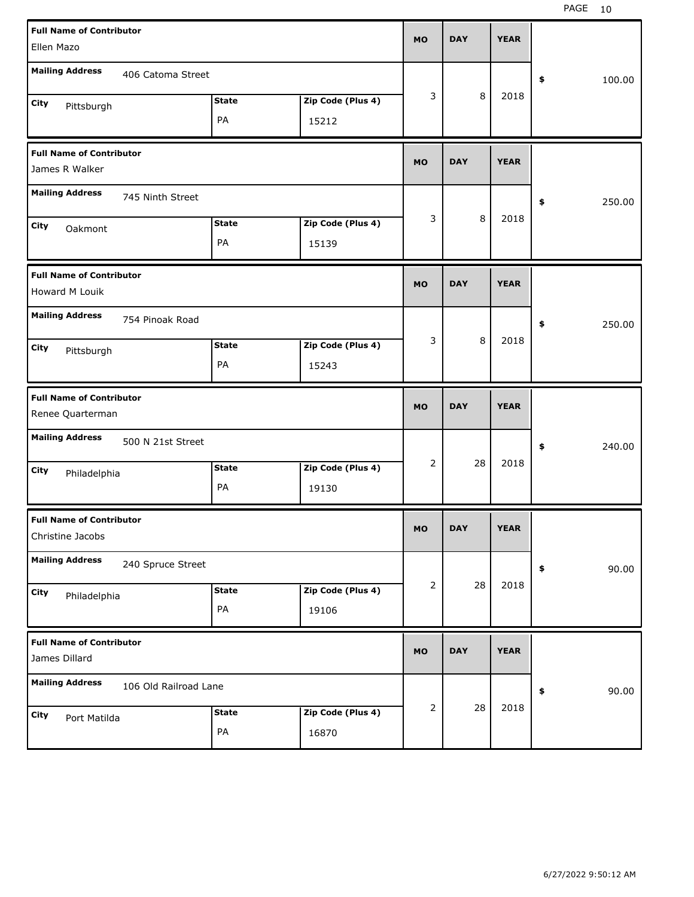| Full Name of Contributor | Mailing Address | City | State | Zip Code (Plus 4) | MO | DAY | YEAR | $ |
|---|---|---|---|---|---|---|---|---|
| Ellen Mazo | 406 Catoma Street | Pittsburgh | PA | 15212 | 3 | 8 | 2018 | 100.00 |
| James R Walker | 745 Ninth Street | Oakmont | PA | 15139 | 3 | 8 | 2018 | 250.00 |
| Howard M Louik | 754 Pinoak Road | Pittsburgh | PA | 15243 | 3 | 8 | 2018 | 250.00 |
| Renee Quarterman | 500 N 21st Street | Philadelphia | PA | 19130 | 2 | 28 | 2018 | 240.00 |
| Christine Jacobs | 240 Spruce Street | Philadelphia | PA | 19106 | 2 | 28 | 2018 | 90.00 |
| James Dillard | 106 Old Railroad Lane | Port Matilda | PA | 16870 | 2 | 28 | 2018 | 90.00 |

6/27/2022 9:50:12 AM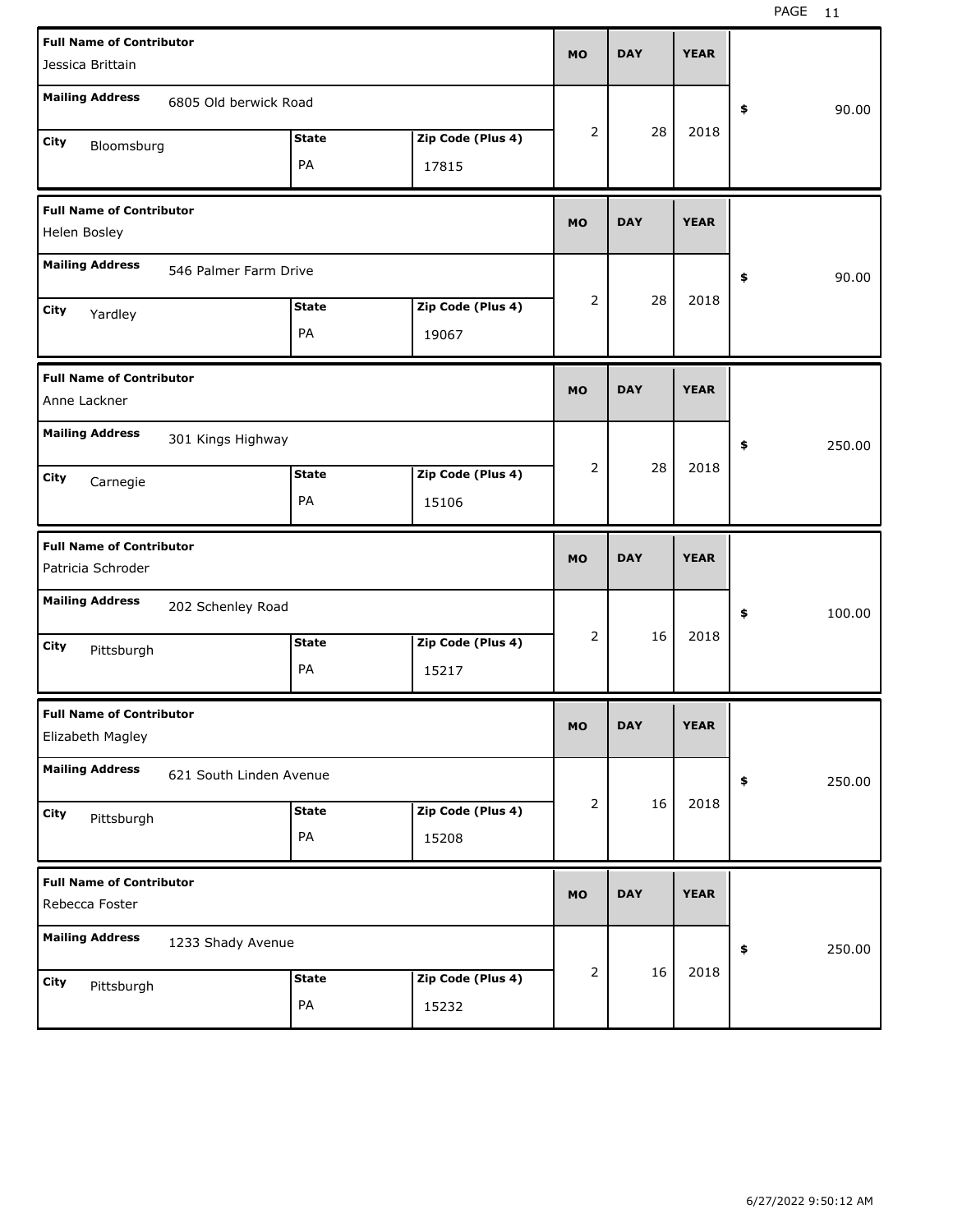| Full Name of Contributor | Mailing Address | City | State | Zip Code (Plus 4) | MO | DAY | YEAR | $ |
|---|---|---|---|---|---|---|---|---|
| Jessica Brittain | 6805 Old berwick Road | Bloomsburg | PA | 17815 | 2 | 28 | 2018 | 90.00 |
| Helen Bosley | 546 Palmer Farm Drive | Yardley | PA | 19067 | 2 | 28 | 2018 | 90.00 |
| Anne Lackner | 301 Kings Highway | Carnegie | PA | 15106 | 2 | 28 | 2018 | 250.00 |
| Patricia Schroder | 202 Schenley Road | Pittsburgh | PA | 15217 | 2 | 16 | 2018 | 100.00 |
| Elizabeth Magley | 621 South Linden Avenue | Pittsburgh | PA | 15208 | 2 | 16 | 2018 | 250.00 |
| Rebecca Foster | 1233 Shady Avenue | Pittsburgh | PA | 15232 | 2 | 16 | 2018 | 250.00 |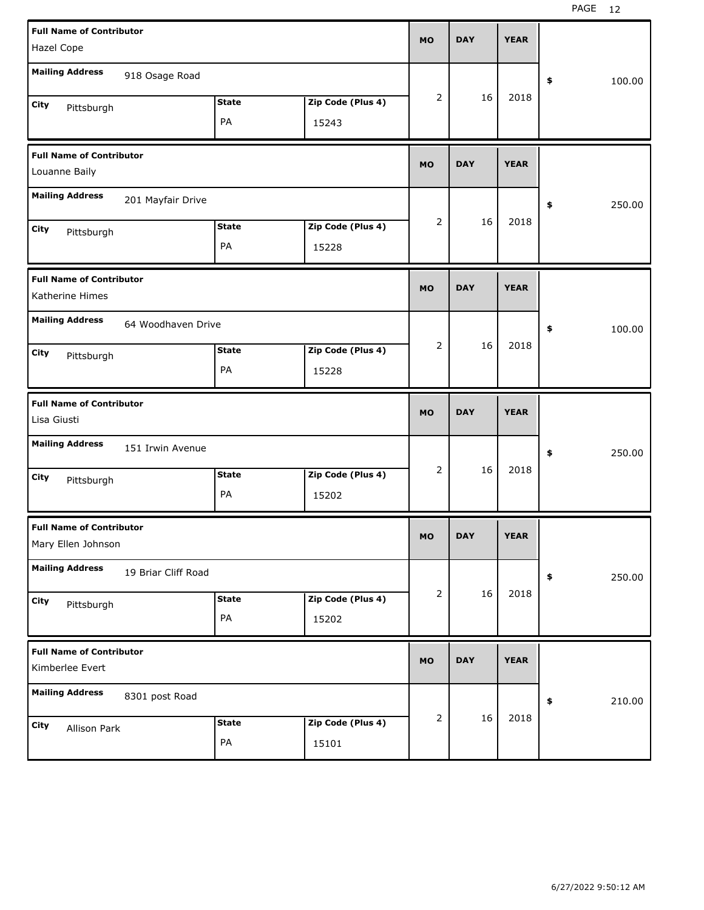| Full Name of Contributor | Mailing Address | City | State | Zip Code (Plus 4) | MO | DAY | YEAR | $ |
|---|---|---|---|---|---|---|---|---|
| Hazel Cope | 918 Osage Road | Pittsburgh | PA | 15243 | 2 | 16 | 2018 | 100.00 |
| Louanne Baily | 201 Mayfair Drive | Pittsburgh | PA | 15228 | 2 | 16 | 2018 | 250.00 |
| Katherine Himes | 64 Woodhaven Drive | Pittsburgh | PA | 15228 | 2 | 16 | 2018 | 100.00 |
| Lisa Giusti | 151 Irwin Avenue | Pittsburgh | PA | 15202 | 2 | 16 | 2018 | 250.00 |
| Mary Ellen Johnson | 19 Briar Cliff Road | Pittsburgh | PA | 15202 | 2 | 16 | 2018 | 250.00 |
| Kimberlee Evert | 8301 post Road | Allison Park | PA | 15101 | 2 | 16 | 2018 | 210.00 |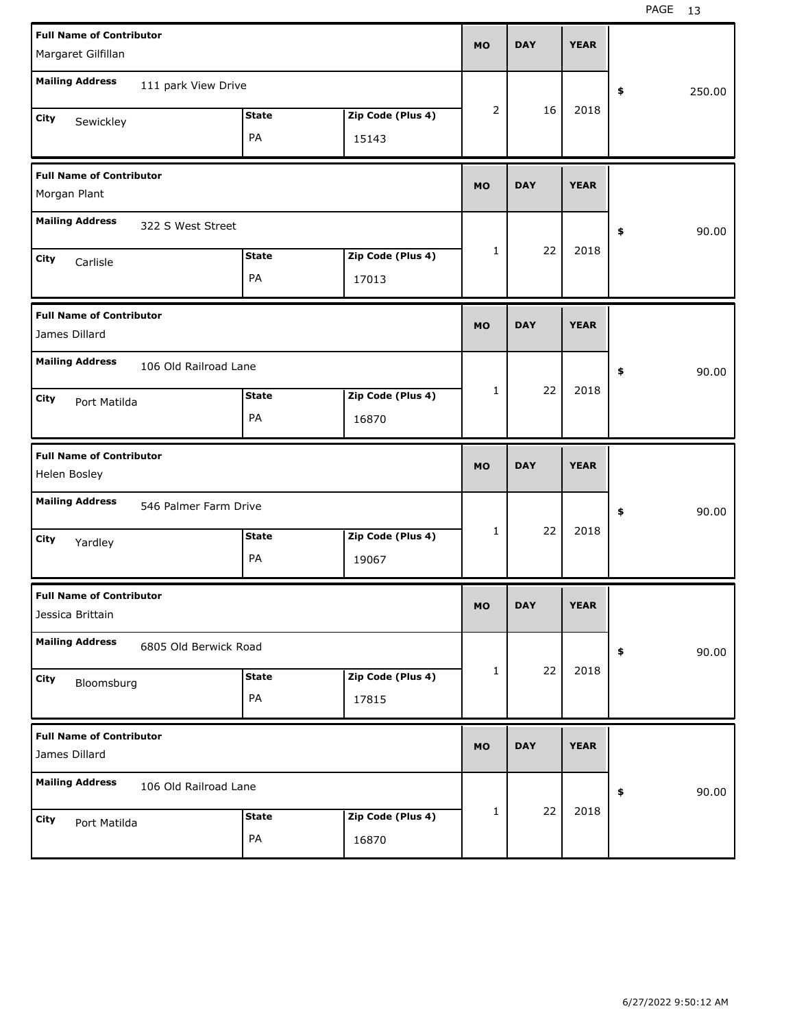| Full Name of Contributor | Mailing Address | City | State | Zip Code (Plus 4) | MO | DAY | YEAR | $ |
|---|---|---|---|---|---|---|---|---|
| Margaret Gilfillan | 111 park View Drive | Sewickley | PA | 15143 | 2 | 16 | 2018 | 250.00 |
| Morgan Plant | 322 S West Street | Carlisle | PA | 17013 | 1 | 22 | 2018 | 90.00 |
| James Dillard | 106 Old Railroad Lane | Port Matilda | PA | 16870 | 1 | 22 | 2018 | 90.00 |
| Helen Bosley | 546 Palmer Farm Drive | Yardley | PA | 19067 | 1 | 22 | 2018 | 90.00 |
| Jessica Brittain | 6805 Old Berwick Road | Bloomsburg | PA | 17815 | 1 | 22 | 2018 | 90.00 |
| James Dillard | 106 Old Railroad Lane | Port Matilda | PA | 16870 | 1 | 22 | 2018 | 90.00 |

6/27/2022 9:50:12 AM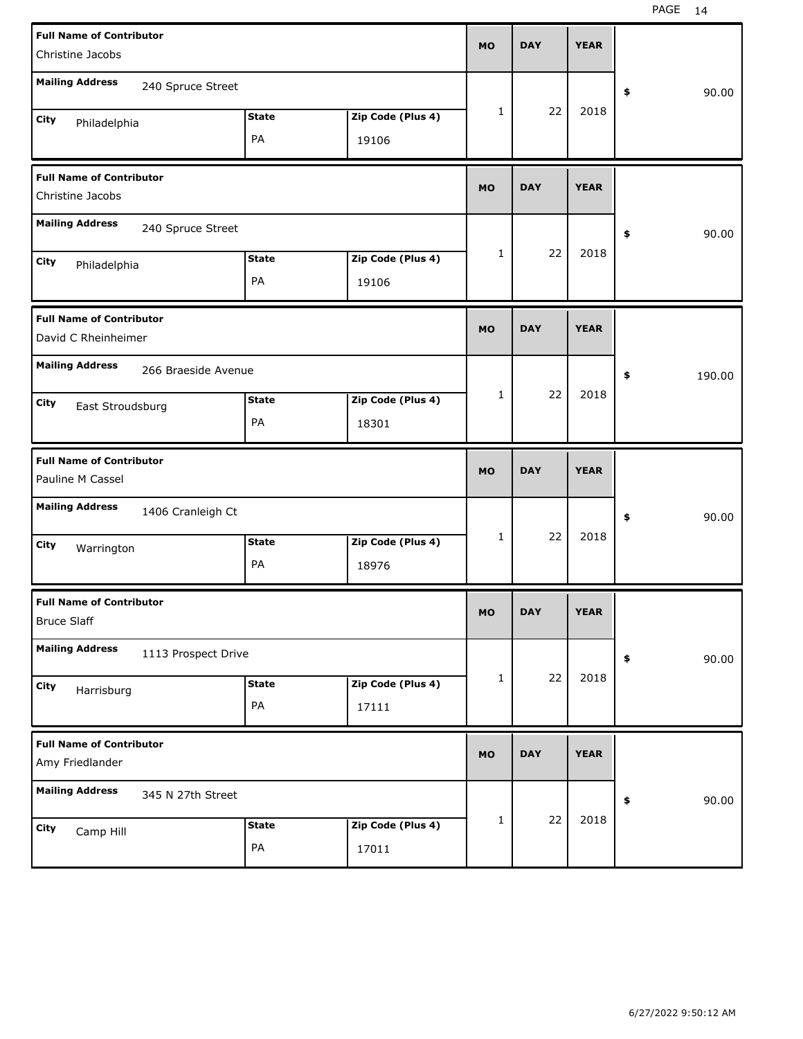| Full Name of Contributor | Mailing Address | City | State | Zip Code (Plus 4) | MO | DAY | YEAR | $ |
|---|---|---|---|---|---|---|---|---|
| Christine Jacobs | 240 Spruce Street | Philadelphia | PA | 19106 | 1 | 22 | 2018 | 90.00 |
| Christine Jacobs | 240 Spruce Street | Philadelphia | PA | 19106 | 1 | 22 | 2018 | 90.00 |
| David C Rheinheimer | 266 Braeside Avenue | East Stroudsburg | PA | 18301 | 1 | 22 | 2018 | 190.00 |
| Pauline M Cassel | 1406 Cranleigh Ct | Warrington | PA | 18976 | 1 | 22 | 2018 | 90.00 |
| Bruce Slaff | 1113 Prospect Drive | Harrisburg | PA | 17111 | 1 | 22 | 2018 | 90.00 |
| Amy Friedlander | 345 N 27th Street | Camp Hill | PA | 17011 | 1 | 22 | 2018 | 90.00 |

6/27/2022 9:50:12 AM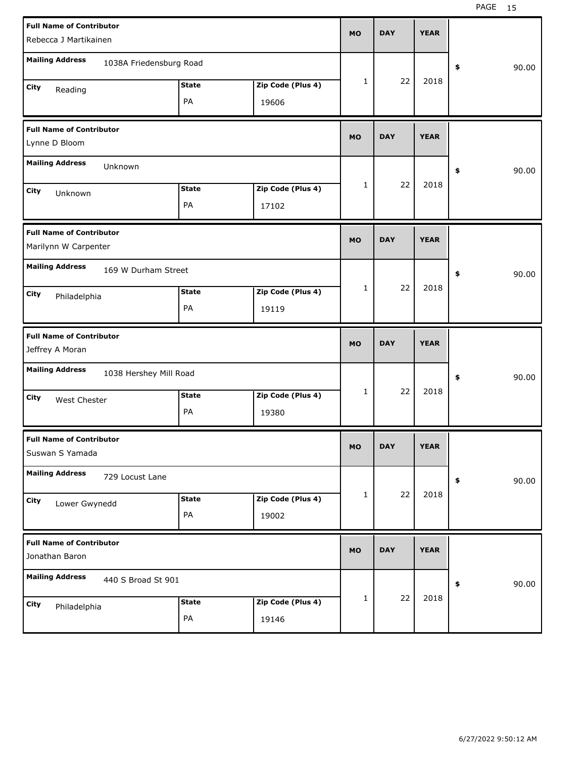| Full Name of Contributor | Mailing Address | City | State | Zip Code (Plus 4) | MO | DAY | YEAR | $ |
|---|---|---|---|---|---|---|---|---|
| Rebecca J Martikainen | 1038A Friedensburg Road | Reading | PA | 19606 | 1 | 22 | 2018 | 90.00 |
| Lynne D Bloom | Unknown | Unknown | PA | 17102 | 1 | 22 | 2018 | 90.00 |
| Marilynn W Carpenter | 169 W Durham Street | Philadelphia | PA | 19119 | 1 | 22 | 2018 | 90.00 |
| Jeffrey A Moran | 1038 Hershey Mill Road | West Chester | PA | 19380 | 1 | 22 | 2018 | 90.00 |
| Suswan S Yamada | 729 Locust Lane | Lower Gwynedd | PA | 19002 | 1 | 22 | 2018 | 90.00 |
| Jonathan Baron | 440 S Broad St 901 | Philadelphia | PA | 19146 | 1 | 22 | 2018 | 90.00 |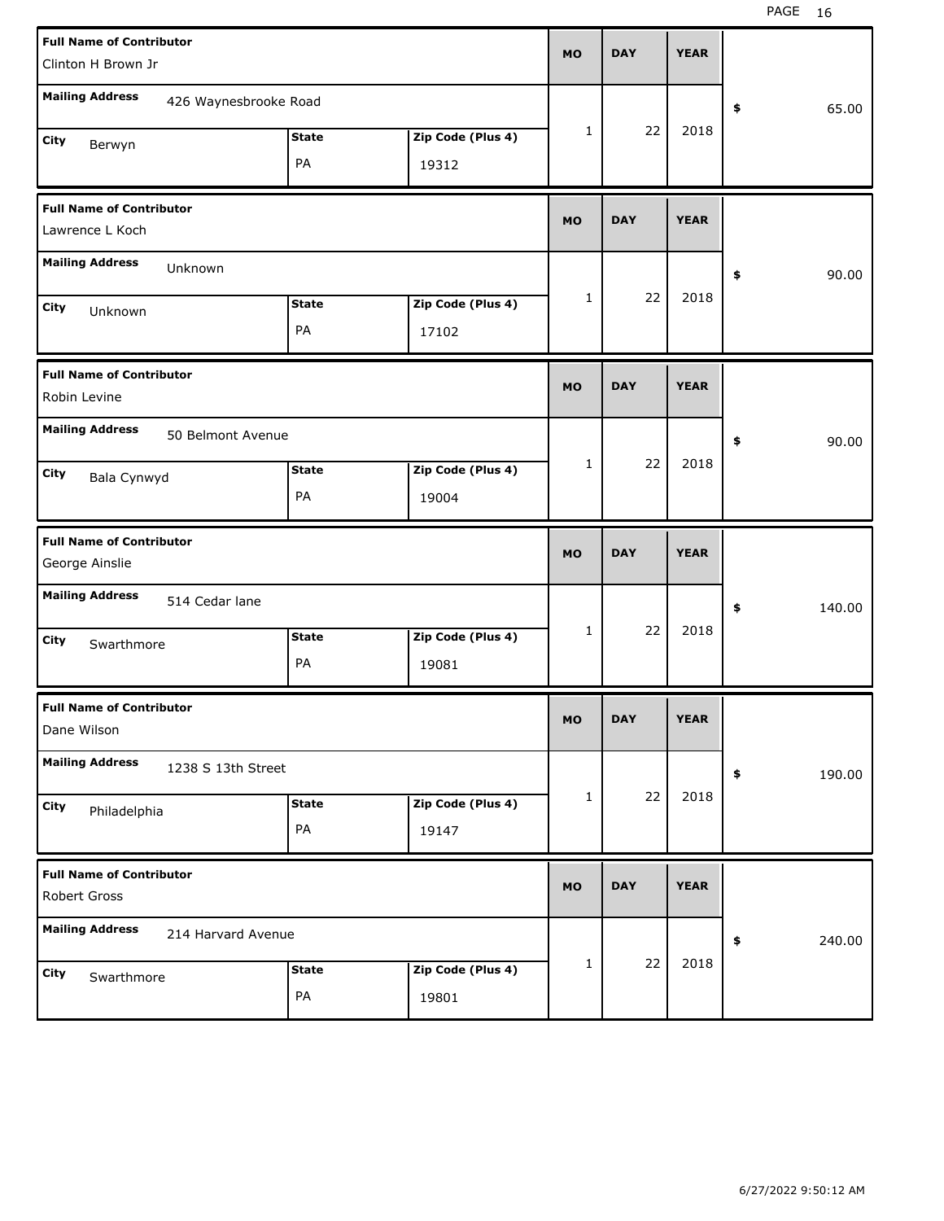| Full Name of Contributor | Mailing Address | City | State | Zip Code (Plus 4) | MO | DAY | YEAR | $ |
|---|---|---|---|---|---|---|---|---|
| Clinton H Brown Jr | 426 Waynesbrooke Road | Berwyn | PA | 19312 | 1 | 22 | 2018 | 65.00 |
| Lawrence L Koch | Unknown | Unknown | PA | 17102 | 1 | 22 | 2018 | 90.00 |
| Robin Levine | 50 Belmont Avenue | Bala Cynwyd | PA | 19004 | 1 | 22 | 2018 | 90.00 |
| George Ainslie | 514 Cedar lane | Swarthmore | PA | 19081 | 1 | 22 | 2018 | 140.00 |
| Dane Wilson | 1238 S 13th Street | Philadelphia | PA | 19147 | 1 | 22 | 2018 | 190.00 |
| Robert Gross | 214 Harvard Avenue | Swarthmore | PA | 19801 | 1 | 22 | 2018 | 240.00 |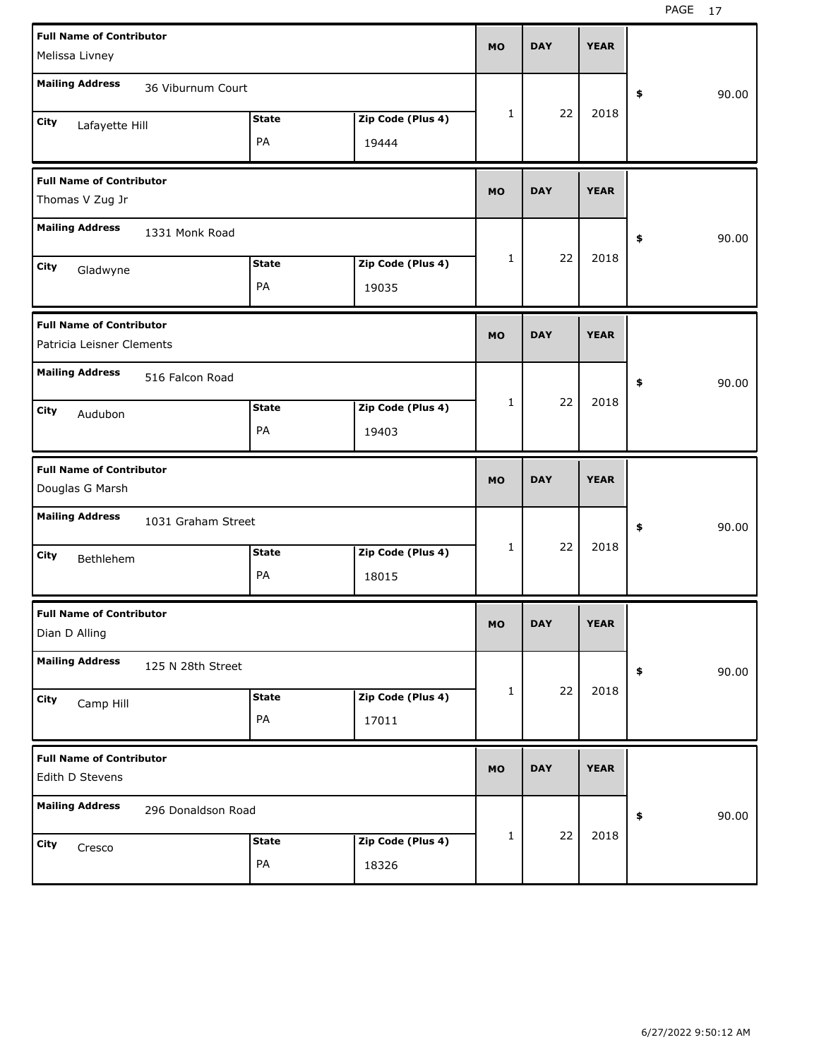| Full Name of Contributor | Mailing Address | City | State | Zip Code (Plus 4) | MO | DAY | YEAR | $ |
|---|---|---|---|---|---|---|---|---|
| Melissa Livney | 36 Viburnum Court | Lafayette Hill | PA | 19444 | 1 | 22 | 2018 | 90.00 |
| Thomas V Zug Jr | 1331 Monk Road | Gladwyne | PA | 19035 | 1 | 22 | 2018 | 90.00 |
| Patricia Leisner Clements | 516 Falcon Road | Audubon | PA | 19403 | 1 | 22 | 2018 | 90.00 |
| Douglas G Marsh | 1031 Graham Street | Bethlehem | PA | 18015 | 1 | 22 | 2018 | 90.00 |
| Dian D Alling | 125 N 28th Street | Camp Hill | PA | 17011 | 1 | 22 | 2018 | 90.00 |
| Edith D Stevens | 296 Donaldson Road | Cresco | PA | 18326 | 1 | 22 | 2018 | 90.00 |

6/27/2022 9:50:12 AM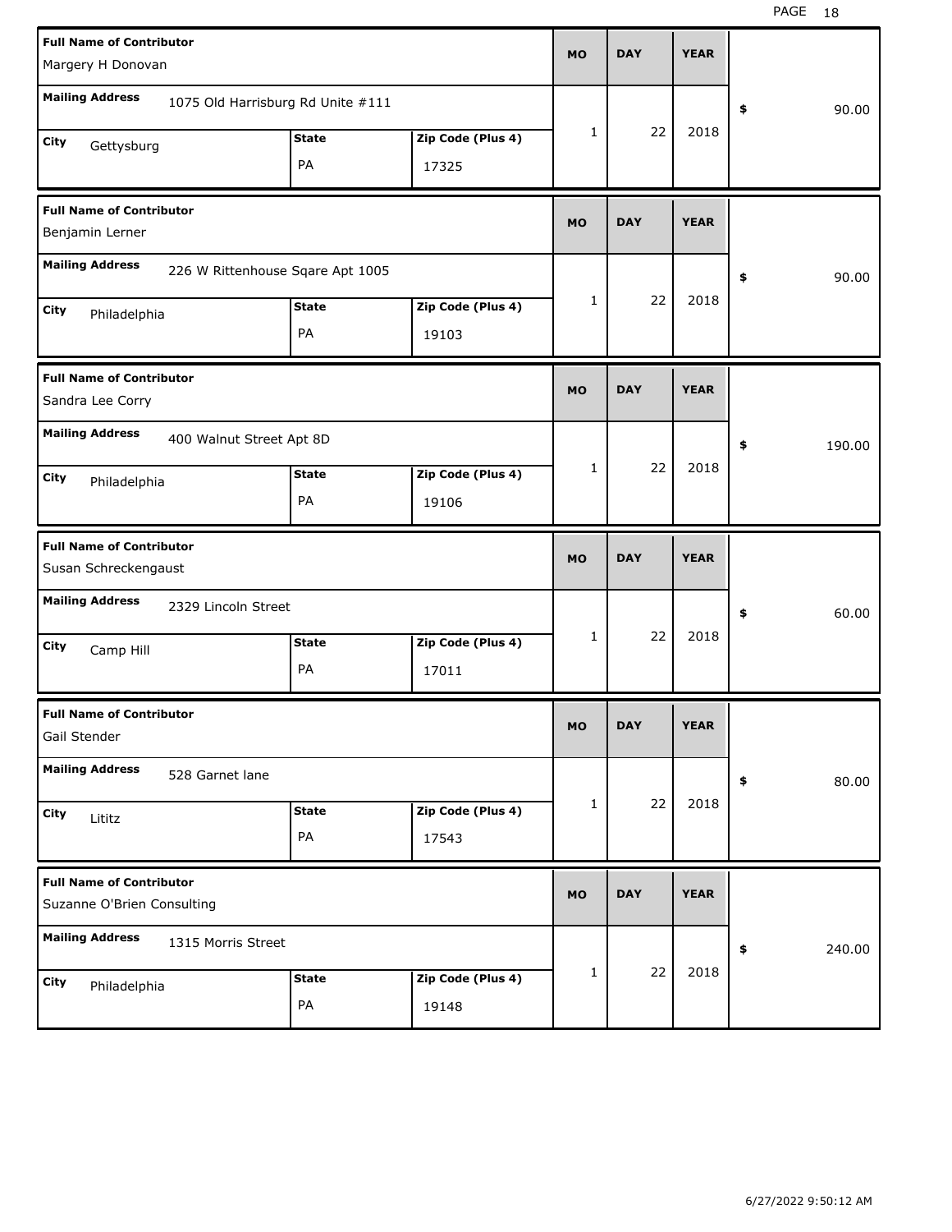| Full Name of Contributor | Mailing Address | City | State | Zip Code (Plus 4) | MO | DAY | YEAR | $ |
|---|---|---|---|---|---|---|---|---|
| Margery H Donovan | 1075 Old Harrisburg Rd Unite #111 | Gettysburg | PA | 17325 | 1 | 22 | 2018 | 90.00 |
| Benjamin Lerner | 226 W Rittenhouse Sqare Apt 1005 | Philadelphia | PA | 19103 | 1 | 22 | 2018 | 90.00 |
| Sandra Lee Corry | 400 Walnut Street Apt 8D | Philadelphia | PA | 19106 | 1 | 22 | 2018 | 190.00 |
| Susan Schreckengaust | 2329 Lincoln Street | Camp Hill | PA | 17011 | 1 | 22 | 2018 | 60.00 |
| Gail Stender | 528 Garnet lane | Lititz | PA | 17543 | 1 | 22 | 2018 | 80.00 |
| Suzanne O'Brien Consulting | 1315 Morris Street | Philadelphia | PA | 19148 | 1 | 22 | 2018 | 240.00 |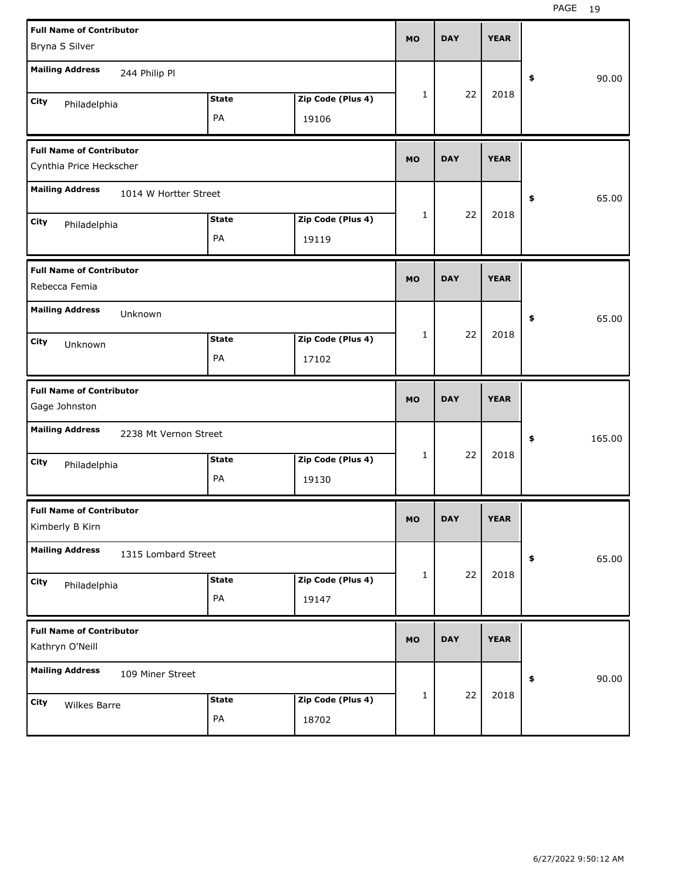| Full Name of Contributor | Mailing Address | City | State | Zip Code (Plus 4) | MO | DAY | YEAR | $ |
|---|---|---|---|---|---|---|---|---|
| Bryna S Silver | 244 Philip Pl | Philadelphia | PA | 19106 | 1 | 22 | 2018 | 90.00 |
| Cynthia Price Heckscher | 1014 W Hortter Street | Philadelphia | PA | 19119 | 1 | 22 | 2018 | 65.00 |
| Rebecca Femia | Unknown | Unknown | PA | 17102 | 1 | 22 | 2018 | 65.00 |
| Gage Johnston | 2238 Mt Vernon Street | Philadelphia | PA | 19130 | 1 | 22 | 2018 | 165.00 |
| Kimberly B Kirn | 1315 Lombard Street | Philadelphia | PA | 19147 | 1 | 22 | 2018 | 65.00 |
| Kathryn O'Neill | 109 Miner Street | Wilkes Barre | PA | 18702 | 1 | 22 | 2018 | 90.00 |

6/27/2022 9:50:12 AM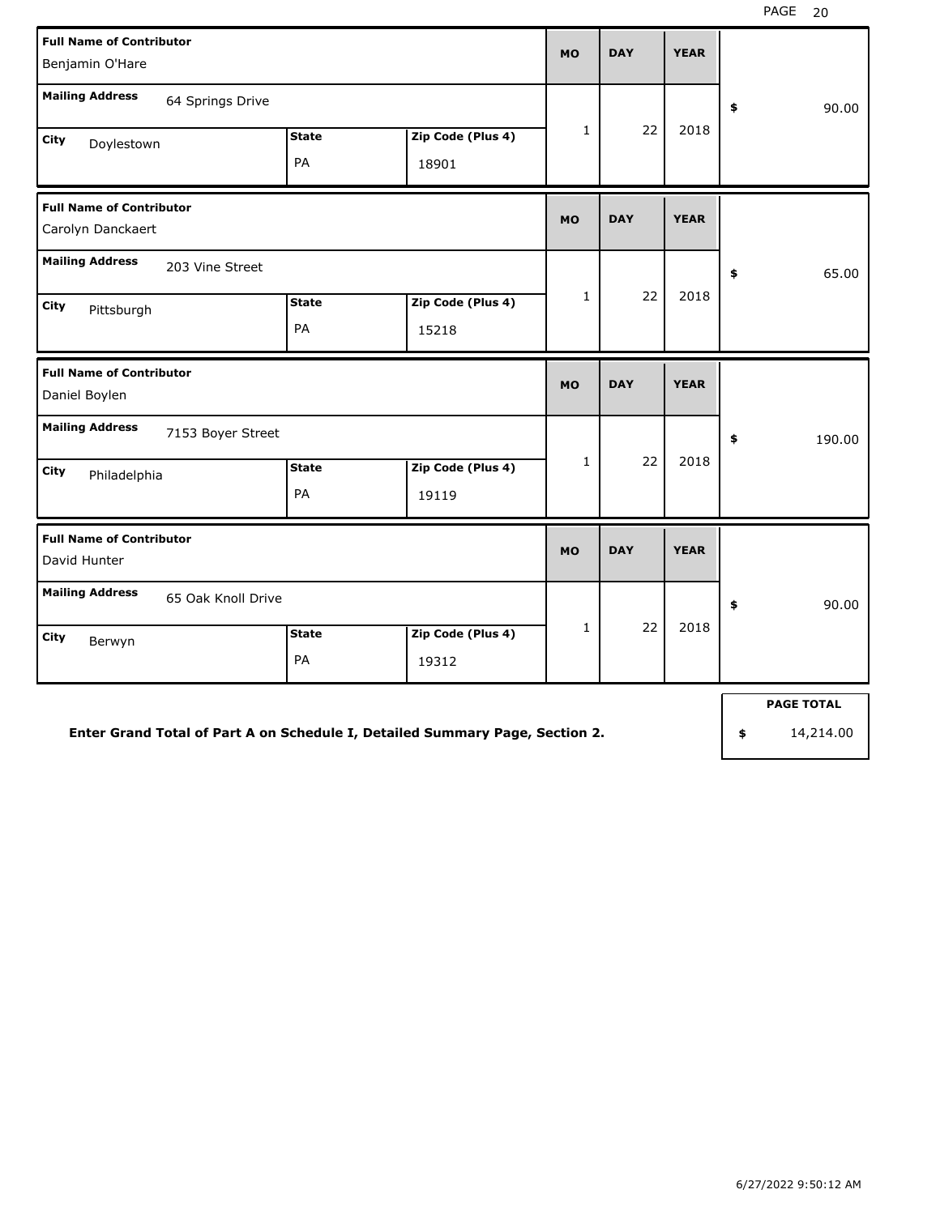| Full Name of Contributor | Mailing Address | City | State | Zip Code (Plus 4) | MO | DAY | YEAR | Amount |
|---|---|---|---|---|---|---|---|---|
| Benjamin O'Hare | 64 Springs Drive | Doylestown | PA | 18901 | 1 | 22 | 2018 | $ 90.00 |
| Carolyn Danckaert | 203 Vine Street | Pittsburgh | PA | 15218 | 1 | 22 | 2018 | $ 65.00 |
| Daniel Boylen | 7153 Boyer Street | Philadelphia | PA | 19119 | 1 | 22 | 2018 | $ 190.00 |
| David Hunter | 65 Oak Knoll Drive | Berwyn | PA | 19312 | 1 | 22 | 2018 | $ 90.00 |

**Enter Grand Total of Part A on Schedule I, Detailed Summary Page, Section 2.**

| PAGE TOTAL |
|---|
| $ 14,214.00 |

6/27/2022 9:50:12 AM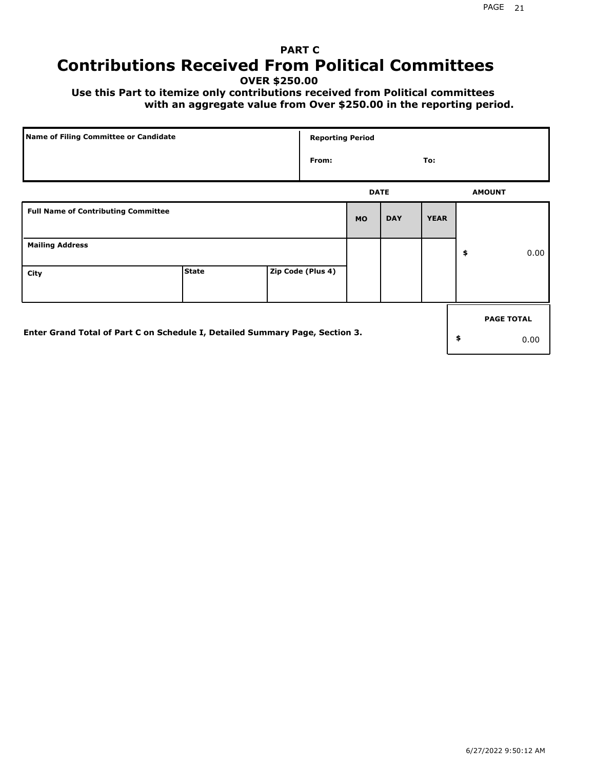# PART C
# Contributions Received From Political Committees

**OVER $250.00**

**Use this Part to itemize only contributions received from Political committees with an aggregate value from Over $250.00 in the reporting period.**

| Name of Filing Committee or Candidate | Reporting Period |
|---|---|
| | From: To: |

| Full Name of Contributing Committee | | | DATE MO | DATE DAY | DATE YEAR | AMOUNT |
|---|---|---|---|---|---|---|
| Mailing Address | | | | | | $ 0.00 |
| City | State | Zip Code (Plus 4) | | | | |

**Enter Grand Total of Part C on Schedule I, Detailed Summary Page, Section 3.**

| PAGE TOTAL |
|---|
| $ 0.00 |

6/27/2022 9:50:12 AM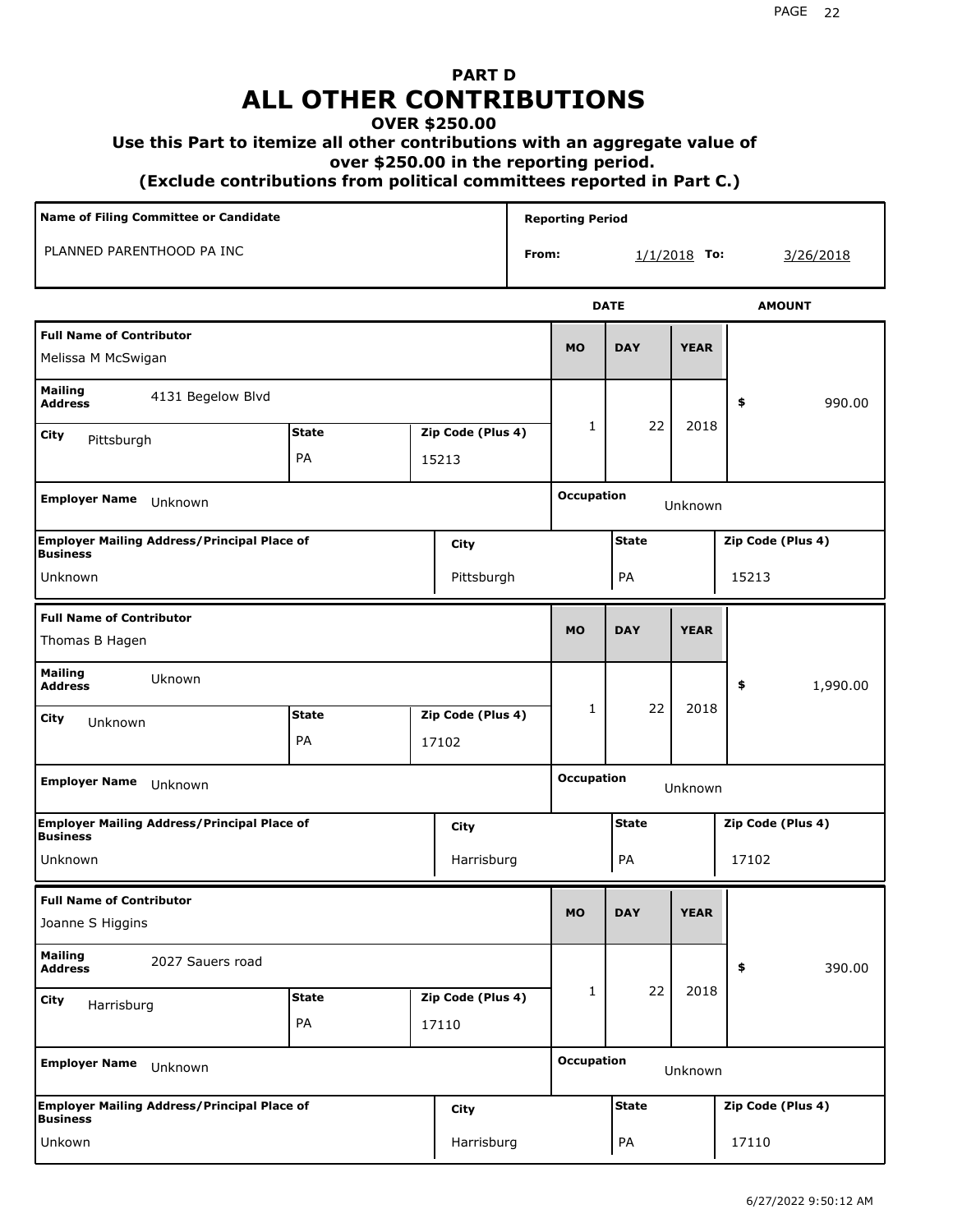# PART D
# ALL OTHER CONTRIBUTIONS

**OVER $250.00**

**Use this Part to itemize all other contributions with an aggregate value of over $250.00 in the reporting period.**

**(Exclude contributions from political committees reported in Part C.)**

| Name of Filing Committee or Candidate | Reporting Period |
|---|---|
| PLANNED PARENTHOOD PA INC | From: 1/1/2018 To: 3/26/2018 |

| Full Name of Contributor | Mailing Address | City | State | Zip Code (Plus 4) | MO | DAY | YEAR | AMOUNT | Employer Name | Occupation | Employer Mailing Address/Principal Place of Business | City | State | Zip Code (Plus 4) |
|---|---|---|---|---|---|---|---|---|---|---|---|---|---|---|
| Melissa M McSwigan | 4131 Begelow Blvd | Pittsburgh | PA | 15213 | 1 | 22 | 2018 | $ 990.00 | Unknown | Unknown | Unknown | Pittsburgh | PA | 15213 |
| Thomas B Hagen | Uknown | Unknown | PA | 17102 | 1 | 22 | 2018 | $ 1,990.00 | Unknown | Unknown | Unknown | Harrisburg | PA | 17102 |
| Joanne S Higgins | 2027 Sauers road | Harrisburg | PA | 17110 | 1 | 22 | 2018 | $ 390.00 | Unknown | Unknown | Unkown | Harrisburg | PA | 17110 |

6/27/2022 9:50:12 AM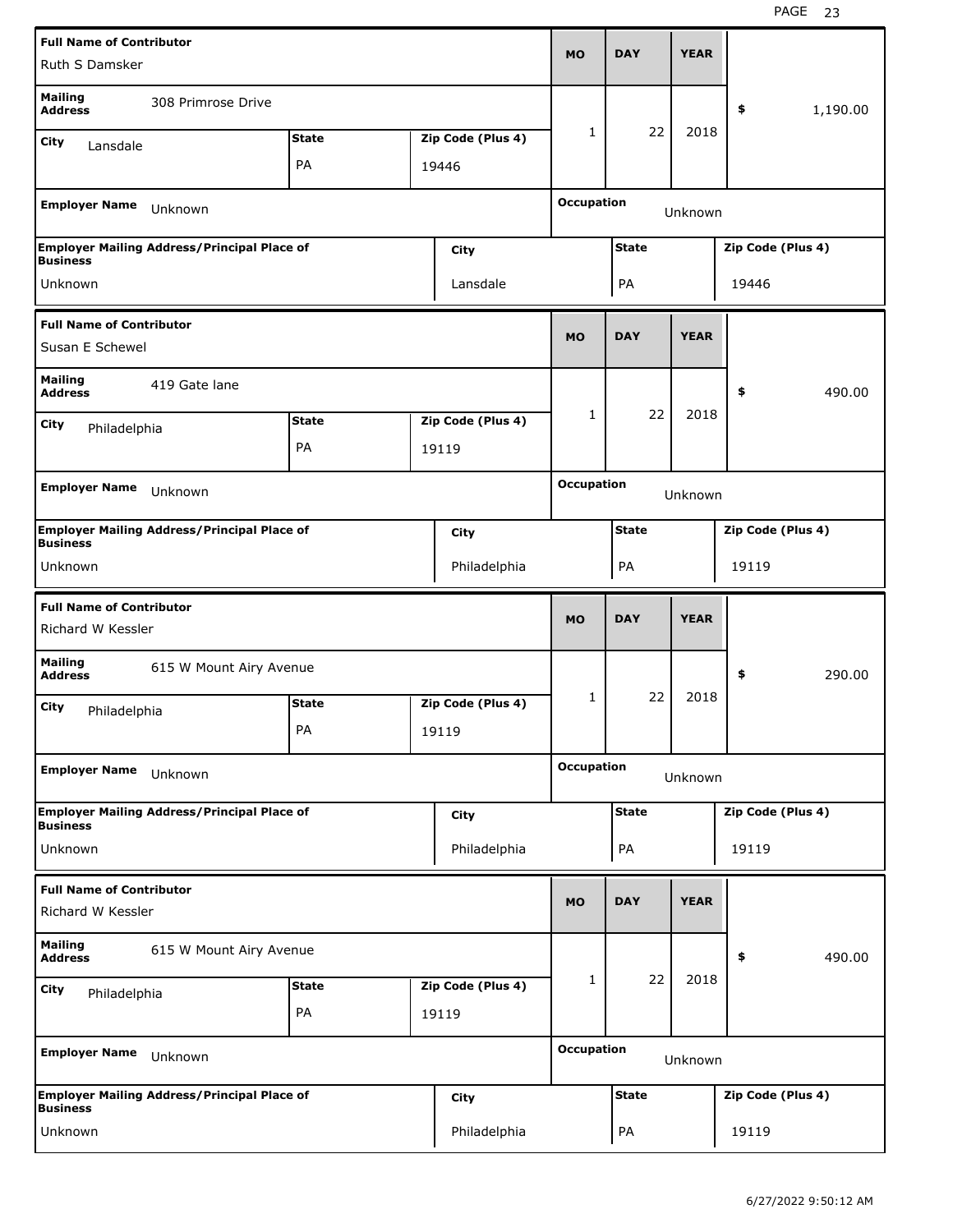| Full Name of Contributor | | | MO | DAY | YEAR | |
|---|---|---|---|---|---|---|
| Ruth S Damsker | | | | | | |
| Mailing Address | 308 Primrose Drive | | | | | $ 1,190.00 |
| City: Lansdale | State: PA | Zip Code (Plus 4): 19446 | 1 | 22 | 2018 | |
| Employer Name: Unknown | | | Occupation: Unknown | | | |
| Employer Mailing Address/Principal Place of Business: Unknown | City: Lansdale | | State: PA | | Zip Code (Plus 4): 19446 | |

| Full Name of Contributor | | | MO | DAY | YEAR | |
|---|---|---|---|---|---|---|
| Susan E Schewel | | | | | | |
| Mailing Address | 419 Gate lane | | | | | $ 490.00 |
| City: Philadelphia | State: PA | Zip Code (Plus 4): 19119 | 1 | 22 | 2018 | |
| Employer Name: Unknown | | | Occupation: Unknown | | | |
| Employer Mailing Address/Principal Place of Business: Unknown | City: Philadelphia | | State: PA | | Zip Code (Plus 4): 19119 | |

| Full Name of Contributor | | | MO | DAY | YEAR | |
|---|---|---|---|---|---|---|
| Richard W Kessler | | | | | | |
| Mailing Address | 615 W Mount Airy Avenue | | | | | $ 290.00 |
| City: Philadelphia | State: PA | Zip Code (Plus 4): 19119 | 1 | 22 | 2018 | |
| Employer Name: Unknown | | | Occupation: Unknown | | | |
| Employer Mailing Address/Principal Place of Business: Unknown | City: Philadelphia | | State: PA | | Zip Code (Plus 4): 19119 | |

| Full Name of Contributor | | | MO | DAY | YEAR | |
|---|---|---|---|---|---|---|
| Richard W Kessler | | | | | | |
| Mailing Address | 615 W Mount Airy Avenue | | | | | $ 490.00 |
| City: Philadelphia | State: PA | Zip Code (Plus 4): 19119 | 1 | 22 | 2018 | |
| Employer Name: Unknown | | | Occupation: Unknown | | | |
| Employer Mailing Address/Principal Place of Business: Unknown | City: Philadelphia | | State: PA | | Zip Code (Plus 4): 19119 | |

6/27/2022 9:50:12 AM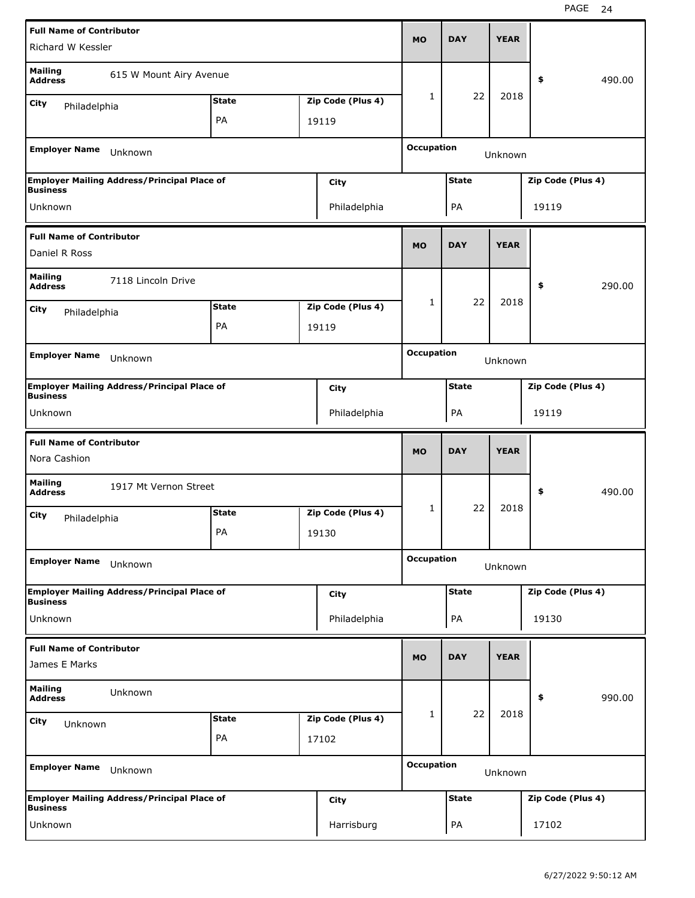| Full Name of Contributor | | | MO | DAY | YEAR | |
|---|---|---|---|---|---|---|
| Richard W Kessler | | | | | | |
| Mailing Address: 615 W Mount Airy Avenue | | | 1 | 22 | 2018 | $ 490.00 |
| City: Philadelphia | State: PA | Zip Code (Plus 4): 19119 | | | | |
| Employer Name: Unknown | | | Occupation: Unknown | | | |
| Employer Mailing Address/Principal Place of Business: Unknown | | City: Philadelphia | State: PA | | Zip Code (Plus 4): 19119 | |

| Full Name of Contributor | | | MO | DAY | YEAR | |
|---|---|---|---|---|---|---|
| Daniel R Ross | | | | | | |
| Mailing Address: 7118 Lincoln Drive | | | 1 | 22 | 2018 | $ 290.00 |
| City: Philadelphia | State: PA | Zip Code (Plus 4): 19119 | | | | |
| Employer Name: Unknown | | | Occupation: Unknown | | | |
| Employer Mailing Address/Principal Place of Business: Unknown | | City: Philadelphia | State: PA | | Zip Code (Plus 4): 19119 | |

| Full Name of Contributor | | | MO | DAY | YEAR | |
|---|---|---|---|---|---|---|
| Nora Cashion | | | | | | |
| Mailing Address: 1917 Mt Vernon Street | | | 1 | 22 | 2018 | $ 490.00 |
| City: Philadelphia | State: PA | Zip Code (Plus 4): 19130 | | | | |
| Employer Name: Unknown | | | Occupation: Unknown | | | |
| Employer Mailing Address/Principal Place of Business: Unknown | | City: Philadelphia | State: PA | | Zip Code (Plus 4): 19130 | |

| Full Name of Contributor | | | MO | DAY | YEAR | |
|---|---|---|---|---|---|---|
| James E Marks | | | | | | |
| Mailing Address: Unknown | | | 1 | 22 | 2018 | $ 990.00 |
| City: Unknown | State: PA | Zip Code (Plus 4): 17102 | | | | |
| Employer Name: Unknown | | | Occupation: Unknown | | | |
| Employer Mailing Address/Principal Place of Business: Unknown | | City: Harrisburg | State: PA | | Zip Code (Plus 4): 17102 | |

6/27/2022 9:50:12 AM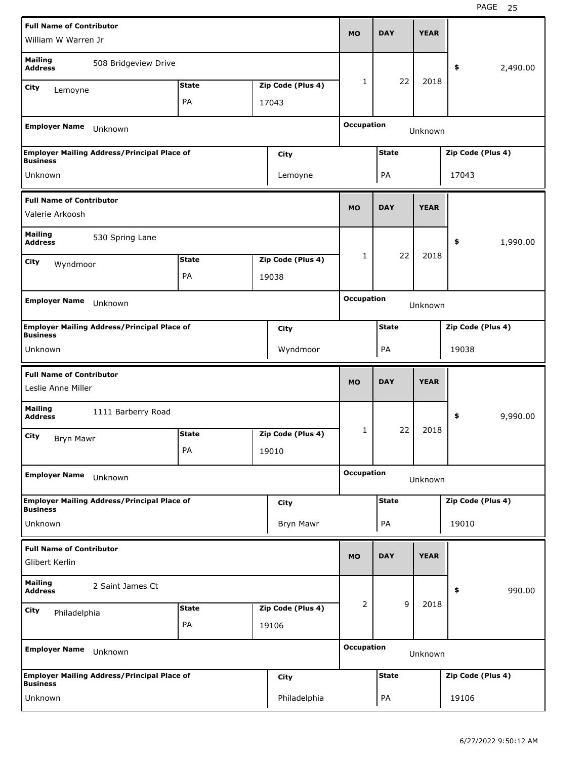| Full Name of Contributor | | | MO | DAY | YEAR | |
|---|---|---|---|---|---|---|
| William W Warren Jr | | | | | | |
| Mailing Address: 508 Bridgeview Drive | | | 1 | 22 | 2018 | $ 2,490.00 |
| City: Lemoyne | State: PA | Zip Code (Plus 4): 17043 | | | | |
| Employer Name: Unknown | | | Occupation: Unknown | | | |
| Employer Mailing Address/Principal Place of Business: Unknown | City: Lemoyne | | State: PA | | Zip Code (Plus 4): 17043 | |

| Full Name of Contributor | | | MO | DAY | YEAR | |
|---|---|---|---|---|---|---|
| Valerie Arkoosh | | | | | | |
| Mailing Address: 530 Spring Lane | | | 1 | 22 | 2018 | $ 1,990.00 |
| City: Wyndmoor | State: PA | Zip Code (Plus 4): 19038 | | | | |
| Employer Name: Unknown | | | Occupation: Unknown | | | |
| Employer Mailing Address/Principal Place of Business: Unknown | City: Wyndmoor | | State: PA | | Zip Code (Plus 4): 19038 | |

| Full Name of Contributor | | | MO | DAY | YEAR | |
|---|---|---|---|---|---|---|
| Leslie Anne Miller | | | | | | |
| Mailing Address: 1111 Barberry Road | | | 1 | 22 | 2018 | $ 9,990.00 |
| City: Bryn Mawr | State: PA | Zip Code (Plus 4): 19010 | | | | |
| Employer Name: Unknown | | | Occupation: Unknown | | | |
| Employer Mailing Address/Principal Place of Business: Unknown | City: Bryn Mawr | | State: PA | | Zip Code (Plus 4): 19010 | |

| Full Name of Contributor | | | MO | DAY | YEAR | |
|---|---|---|---|---|---|---|
| Glibert Kerlin | | | | | | |
| Mailing Address: 2 Saint James Ct | | | 2 | 9 | 2018 | $ 990.00 |
| City: Philadelphia | State: PA | Zip Code (Plus 4): 19106 | | | | |
| Employer Name: Unknown | | | Occupation: Unknown | | | |
| Employer Mailing Address/Principal Place of Business: Unknown | City: Philadelphia | | State: PA | | Zip Code (Plus 4): 19106 | |

6/27/2022 9:50:12 AM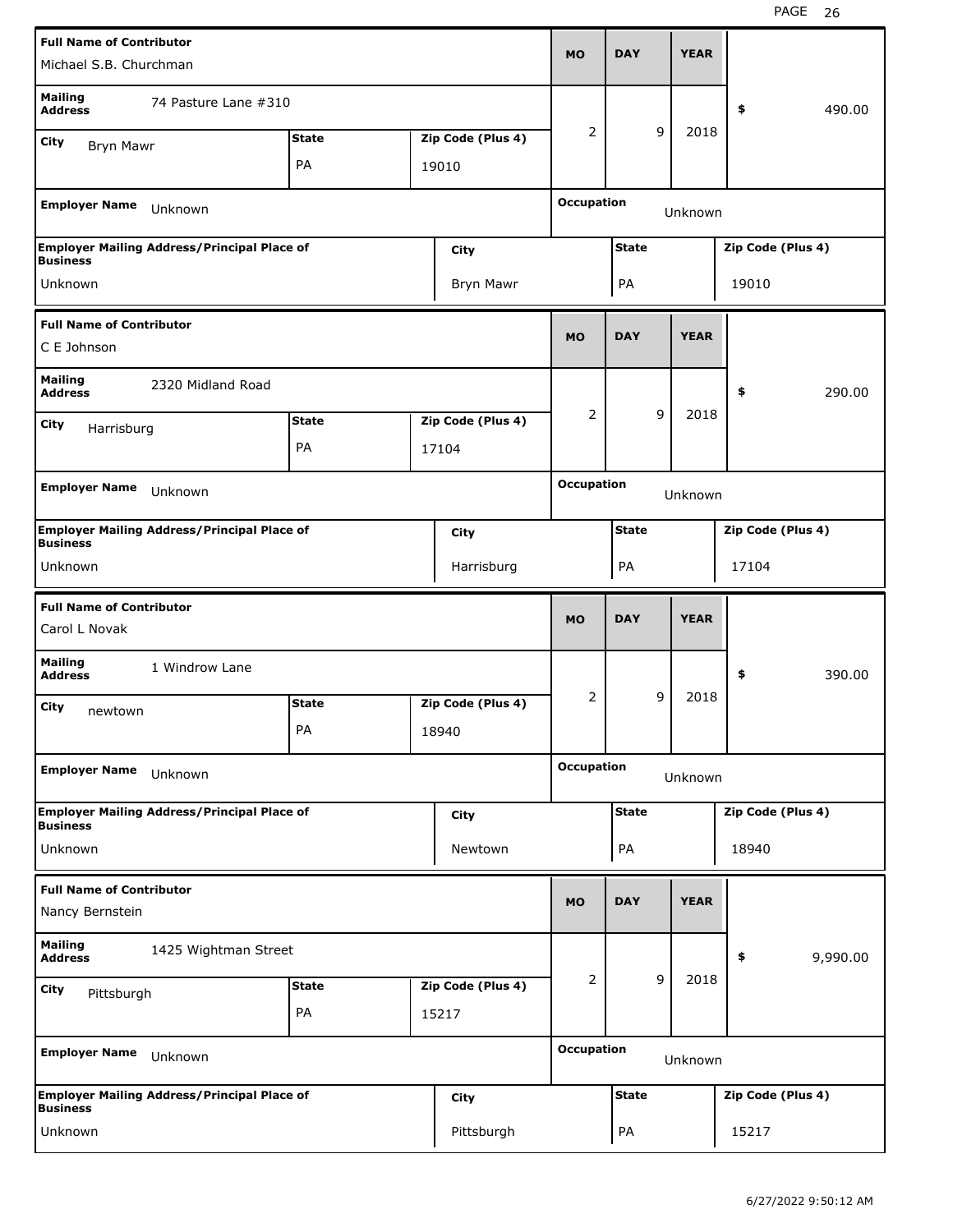| Full Name of Contributor | | | MO | DAY | YEAR | |
|---|---|---|---|---|---|---|
| Michael S.B. Churchman | | | | | | |
| Mailing Address | 74 Pasture Lane #310 | | 2 | 9 | 2018 | $ 490.00 |
| City: Bryn Mawr | State: PA | Zip Code (Plus 4): 19010 | | | | |
| Employer Name: Unknown | | | Occupation: Unknown | | | |
| Employer Mailing Address/Principal Place of Business: Unknown | | City: Bryn Mawr | State: PA | | Zip Code (Plus 4): 19010 | |

| Full Name of Contributor | | | MO | DAY | YEAR | |
|---|---|---|---|---|---|---|
| C E Johnson | | | | | | |
| Mailing Address | 2320 Midland Road | | 2 | 9 | 2018 | $ 290.00 |
| City: Harrisburg | State: PA | Zip Code (Plus 4): 17104 | | | | |
| Employer Name: Unknown | | | Occupation: Unknown | | | |
| Employer Mailing Address/Principal Place of Business: Unknown | | City: Harrisburg | State: PA | | Zip Code (Plus 4): 17104 | |

| Full Name of Contributor | | | MO | DAY | YEAR | |
|---|---|---|---|---|---|---|
| Carol L Novak | | | | | | |
| Mailing Address | 1 Windrow Lane | | 2 | 9 | 2018 | $ 390.00 |
| City: newtown | State: PA | Zip Code (Plus 4): 18940 | | | | |
| Employer Name: Unknown | | | Occupation: Unknown | | | |
| Employer Mailing Address/Principal Place of Business: Unknown | | City: Newtown | State: PA | | Zip Code (Plus 4): 18940 | |

| Full Name of Contributor | | | MO | DAY | YEAR | |
|---|---|---|---|---|---|---|
| Nancy Bernstein | | | | | | |
| Mailing Address | 1425 Wightman Street | | 2 | 9 | 2018 | $ 9,990.00 |
| City: Pittsburgh | State: PA | Zip Code (Plus 4): 15217 | | | | |
| Employer Name: Unknown | | | Occupation: Unknown | | | |
| Employer Mailing Address/Principal Place of Business: Unknown | | City: Pittsburgh | State: PA | | Zip Code (Plus 4): 15217 | |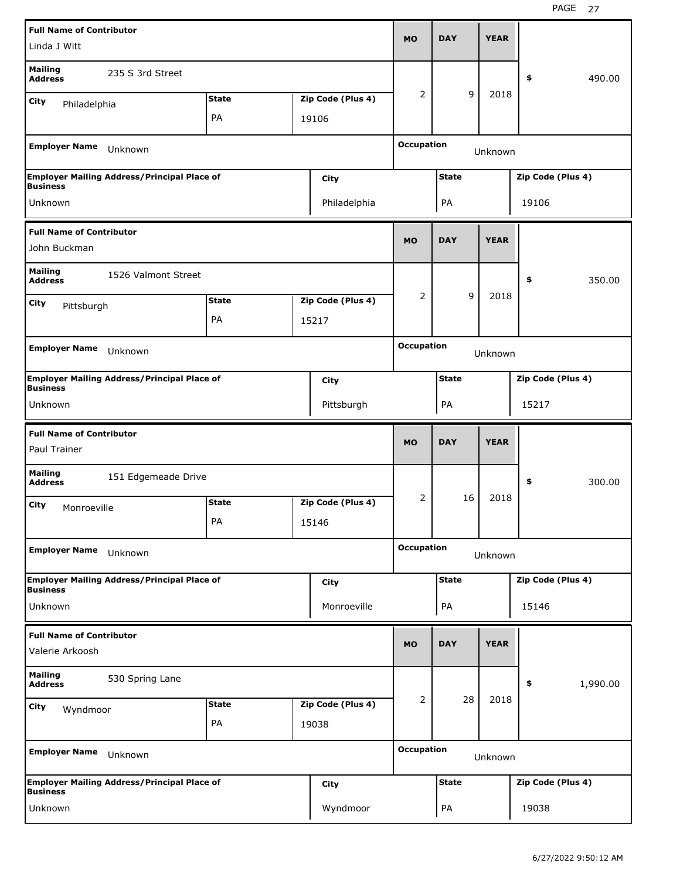| Full Name of Contributor | | | MO | DAY | YEAR | |
|---|---|---|---|---|---|---|
| Linda J Witt | | | | | | |
| **Mailing Address** 235 S 3rd Street | | | 2 | 9 | 2018 | $ 490.00 |
| **City** Philadelphia | **State** PA | **Zip Code (Plus 4)** 19106 | | | | |
| **Employer Name** Unknown | | | **Occupation** Unknown | | | |
| **Employer Mailing Address/Principal Place of Business** Unknown | **City** Philadelphia | | **State** PA | | **Zip Code (Plus 4)** 19106 | |

| Full Name of Contributor | | | MO | DAY | YEAR | |
|---|---|---|---|---|---|---|
| John Buckman | | | | | | |
| **Mailing Address** 1526 Valmont Street | | | 2 | 9 | 2018 | $ 350.00 |
| **City** Pittsburgh | **State** PA | **Zip Code (Plus 4)** 15217 | | | | |
| **Employer Name** Unknown | | | **Occupation** Unknown | | | |
| **Employer Mailing Address/Principal Place of Business** Unknown | **City** Pittsburgh | | **State** PA | | **Zip Code (Plus 4)** 15217 | |

| Full Name of Contributor | | | MO | DAY | YEAR | |
|---|---|---|---|---|---|---|
| Paul Trainer | | | | | | |
| **Mailing Address** 151 Edgemeade Drive | | | 2 | 16 | 2018 | $ 300.00 |
| **City** Monroeville | **State** PA | **Zip Code (Plus 4)** 15146 | | | | |
| **Employer Name** Unknown | | | **Occupation** Unknown | | | |
| **Employer Mailing Address/Principal Place of Business** Unknown | **City** Monroeville | | **State** PA | | **Zip Code (Plus 4)** 15146 | |

| Full Name of Contributor | | | MO | DAY | YEAR | |
|---|---|---|---|---|---|---|
| Valerie Arkoosh | | | | | | |
| **Mailing Address** 530 Spring Lane | | | 2 | 28 | 2018 | $ 1,990.00 |
| **City** Wyndmoor | **State** PA | **Zip Code (Plus 4)** 19038 | | | | |
| **Employer Name** Unknown | | | **Occupation** Unknown | | | |
| **Employer Mailing Address/Principal Place of Business** Unknown | **City** Wyndmoor | | **State** PA | | **Zip Code (Plus 4)** 19038 | |

6/27/2022 9:50:12 AM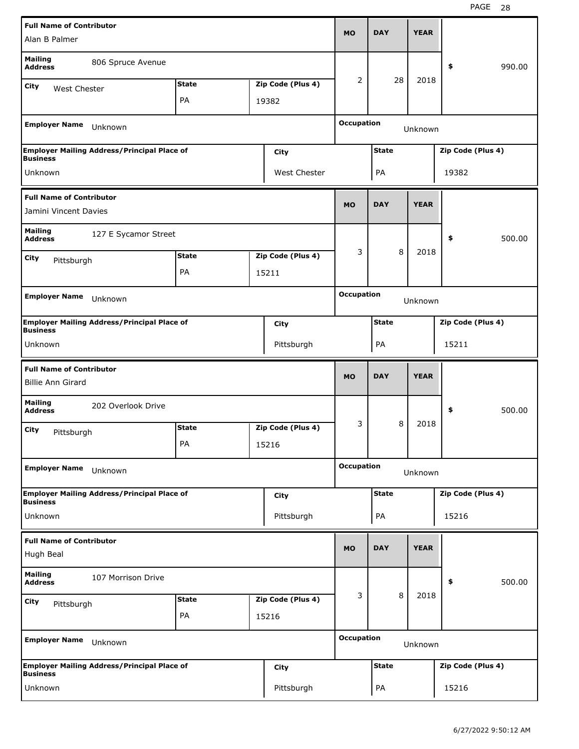| Full Name of Contributor | | | MO | DAY | YEAR | |
|---|---|---|---|---|---|---|
| Alan B Palmer | | | | | | |
| Mailing Address | 806 Spruce Avenue | | 2 | 28 | 2018 | $ 990.00 |
| City: West Chester | State: PA | Zip Code (Plus 4): 19382 | | | | |
| Employer Name: Unknown | | | Occupation: Unknown | | | |
| Employer Mailing Address/Principal Place of Business: Unknown | City: West Chester | | State: PA | | Zip Code (Plus 4): 19382 | |

| Full Name of Contributor | | | MO | DAY | YEAR | |
|---|---|---|---|---|---|---|
| Jamini Vincent Davies | | | | | | |
| Mailing Address | 127 E Sycamor Street | | 3 | 8 | 2018 | $ 500.00 |
| City: Pittsburgh | State: PA | Zip Code (Plus 4): 15211 | | | | |
| Employer Name: Unknown | | | Occupation: Unknown | | | |
| Employer Mailing Address/Principal Place of Business: Unknown | City: Pittsburgh | | State: PA | | Zip Code (Plus 4): 15211 | |

| Full Name of Contributor | | | MO | DAY | YEAR | |
|---|---|---|---|---|---|---|
| Billie Ann Girard | | | | | | |
| Mailing Address | 202 Overlook Drive | | 3 | 8 | 2018 | $ 500.00 |
| City: Pittsburgh | State: PA | Zip Code (Plus 4): 15216 | | | | |
| Employer Name: Unknown | | | Occupation: Unknown | | | |
| Employer Mailing Address/Principal Place of Business: Unknown | City: Pittsburgh | | State: PA | | Zip Code (Plus 4): 15216 | |

| Full Name of Contributor | | | MO | DAY | YEAR | |
|---|---|---|---|---|---|---|
| Hugh Beal | | | | | | |
| Mailing Address | 107 Morrison Drive | | 3 | 8 | 2018 | $ 500.00 |
| City: Pittsburgh | State: PA | Zip Code (Plus 4): 15216 | | | | |
| Employer Name: Unknown | | | Occupation: Unknown | | | |
| Employer Mailing Address/Principal Place of Business: Unknown | City: Pittsburgh | | State: PA | | Zip Code (Plus 4): 15216 | |

6/27/2022 9:50:12 AM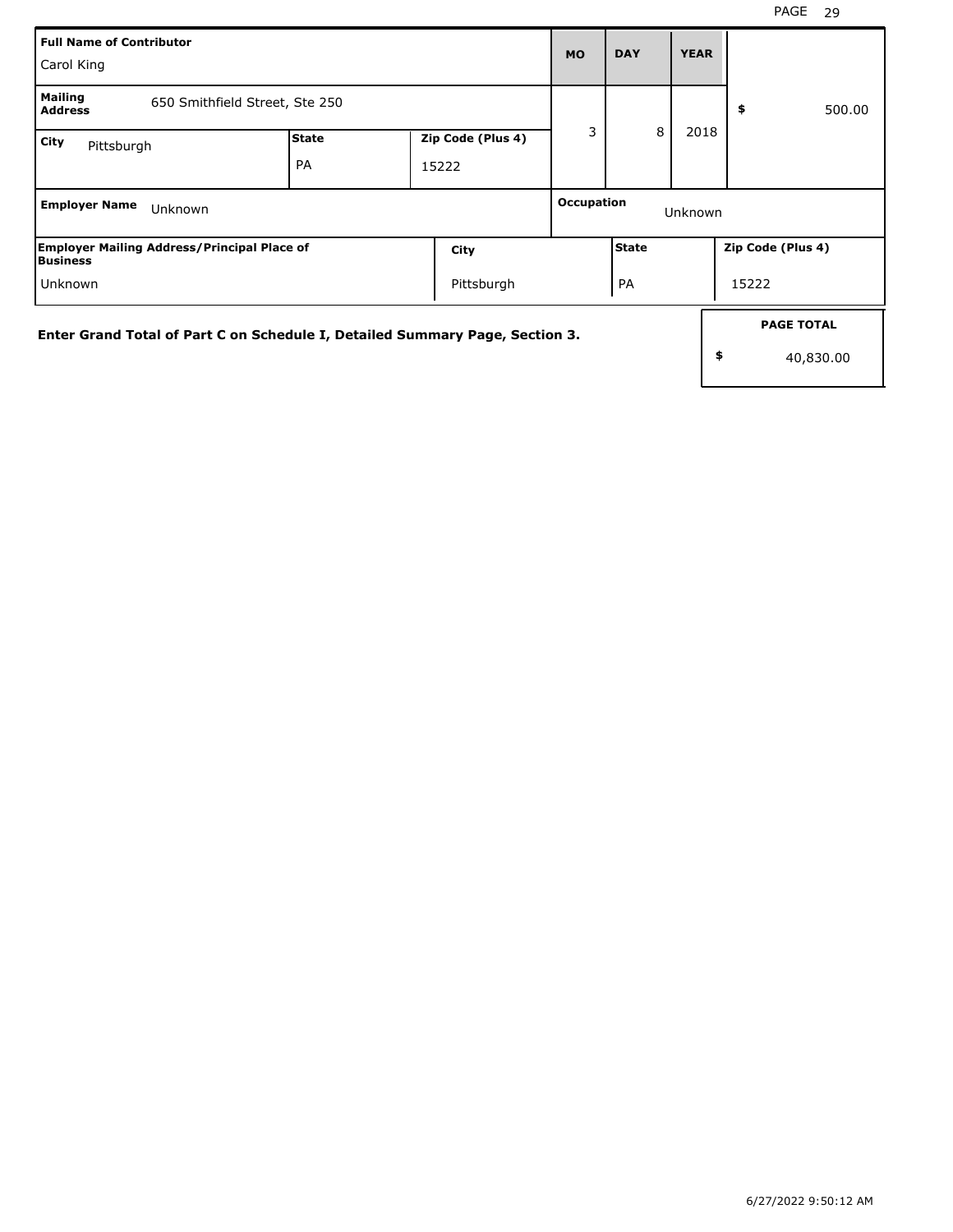| Full Name of Contributor | | | MO | DAY | YEAR | |
|---|---|---|---|---|---|---|
| Carol King | | | 3 | 8 | 2018 | $ 500.00 |
| Mailing Address | 650 Smithfield Street, Ste 250 | | | | | |
| City | State | Zip Code (Plus 4) | | | | |
| Pittsburgh | PA | 15222 | | | | |

| Employer Name | Occupation |
|---|---|
| Unknown | Unknown |

| Employer Mailing Address/Principal Place of Business | City | State | Zip Code (Plus 4) |
|---|---|---|---|
| Unknown | Pittsburgh | PA | 15222 |

**Enter Grand Total of Part C on Schedule I, Detailed Summary Page, Section 3.**

| PAGE TOTAL |
|---|
| $ 40,830.00 |

6/27/2022 9:50:12 AM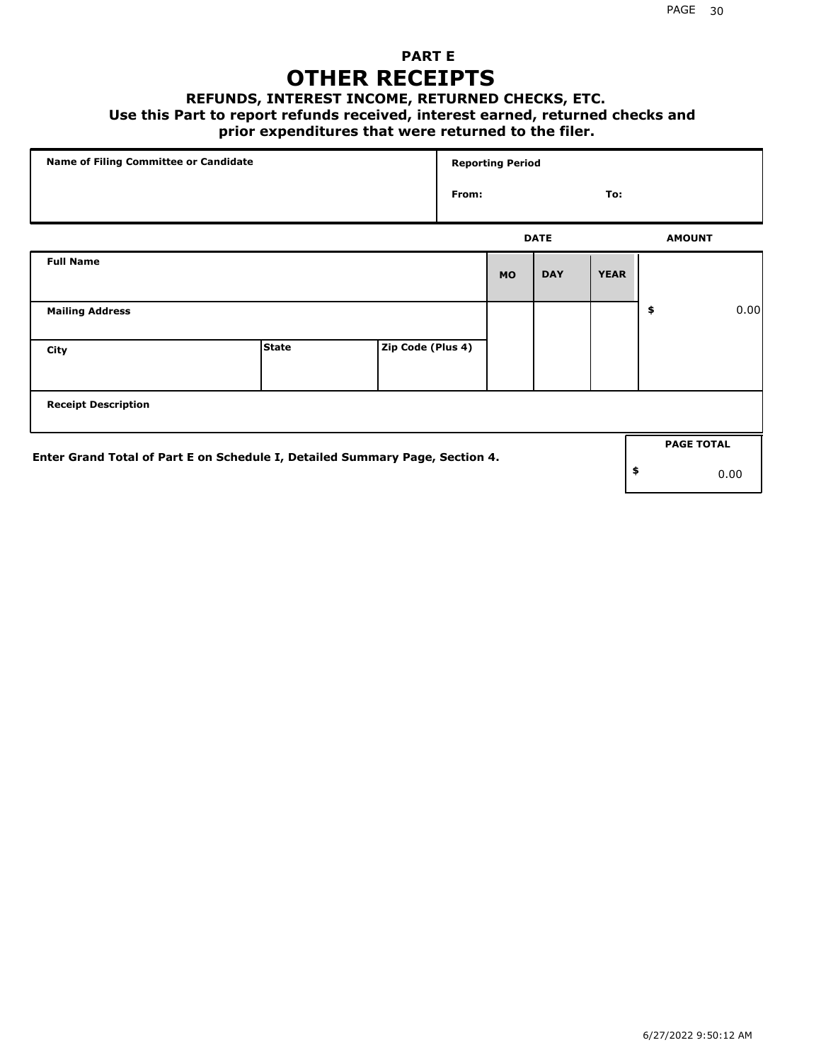## PART E

# OTHER RECEIPTS

### REFUNDS, INTEREST INCOME, RETURNED CHECKS, ETC.

**Use this Part to report refunds received, interest earned, returned checks and prior expenditures that were returned to the filer.**

| Name of Filing Committee or Candidate | Reporting Period |
|---|---|
| | From: To: |

| Full Name | | | DATE MO | DAY | YEAR | AMOUNT |
|---|---|---|---|---|---|---|
| Mailing Address | | | | | | $ 0.00 |
| City | State | Zip Code (Plus 4) | | | | |
| Receipt Description | | | | | | |

Enter Grand Total of Part E on Schedule I, Detailed Summary Page, Section 4.

| PAGE TOTAL |
|---|
| $ 0.00 |

6/27/2022 9:50:12 AM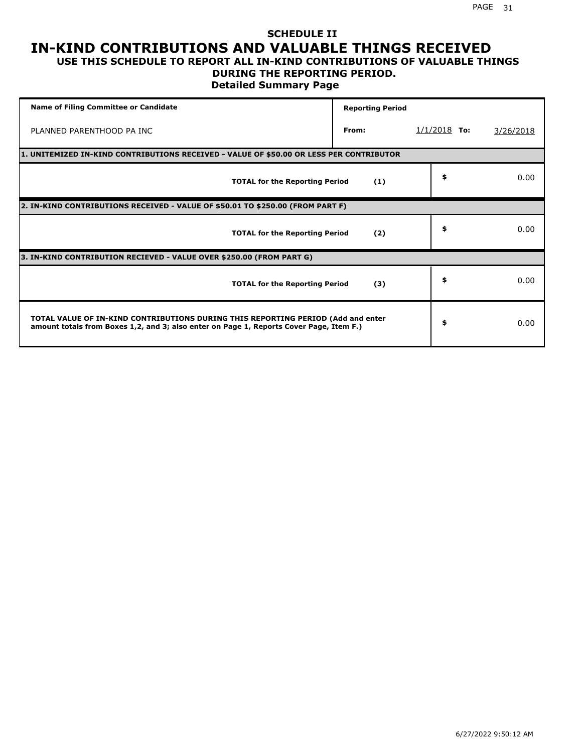## SCHEDULE II

# IN-KIND CONTRIBUTIONS AND VALUABLE THINGS RECEIVED

### USE THIS SCHEDULE TO REPORT ALL IN-KIND CONTRIBUTIONS OF VALUABLE THINGS DURING THE REPORTING PERIOD.

**Detailed Summary Page**

| Name of Filing Committee or Candidate | Reporting Period | | |
|---|---|---|---|
| PLANNED PARENTHOOD PA INC | From: | 1/1/2018 To: | 3/26/2018 |

**1. UNITEMIZED IN-KIND CONTRIBUTIONS RECEIVED - VALUE OF $50.00 OR LESS PER CONTRIBUTOR**

| | | |
|---|---|---|
| **TOTAL for the Reporting Period** | **(1)** | $ 0.00 |

**2. IN-KIND CONTRIBUTIONS RECEIVED - VALUE OF $50.01 TO $250.00 (FROM PART F)**

| | | |
|---|---|---|
| **TOTAL for the Reporting Period** | **(2)** | $ 0.00 |

**3. IN-KIND CONTRIBUTION RECIEVED - VALUE OVER $250.00 (FROM PART G)**

| | | |
|---|---|---|
| **TOTAL for the Reporting Period** | **(3)** | $ 0.00 |

| | |
|---|---|
| **TOTAL VALUE OF IN-KIND CONTRIBUTIONS DURING THIS REPORTING PERIOD (Add and enter amount totals from Boxes 1,2, and 3; also enter on Page 1, Reports Cover Page, Item F.)** | $ 0.00 |

6/27/2022 9:50:12 AM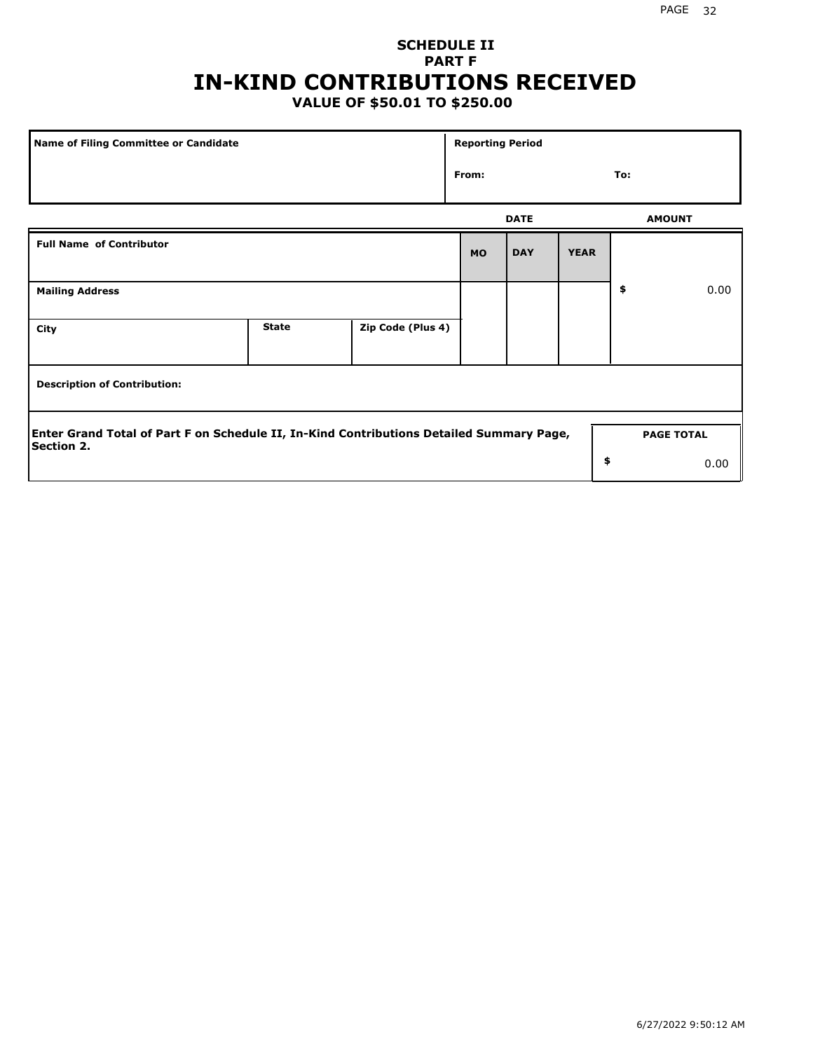## SCHEDULE II
## PART F
# IN-KIND CONTRIBUTIONS RECEIVED
### VALUE OF $50.01 TO $250.00

| Name of Filing Committee or Candidate | Reporting Period | |
|---|---|---|
| | From: | To: |

| Full Name of Contributor | | | DATE | | | AMOUNT |
|---|---|---|---|---|---|---|
| | | | MO | DAY | YEAR | |
| Mailing Address | | | | | | $ 0.00 |
| City | State | Zip Code (Plus 4) | | | | |
| Description of Contribution: | | | | | | |

**Enter Grand Total of Part F on Schedule II, In-Kind Contributions Detailed Summary Page, Section 2.**

| PAGE TOTAL |
|---|
| $ 0.00 |

6/27/2022 9:50:12 AM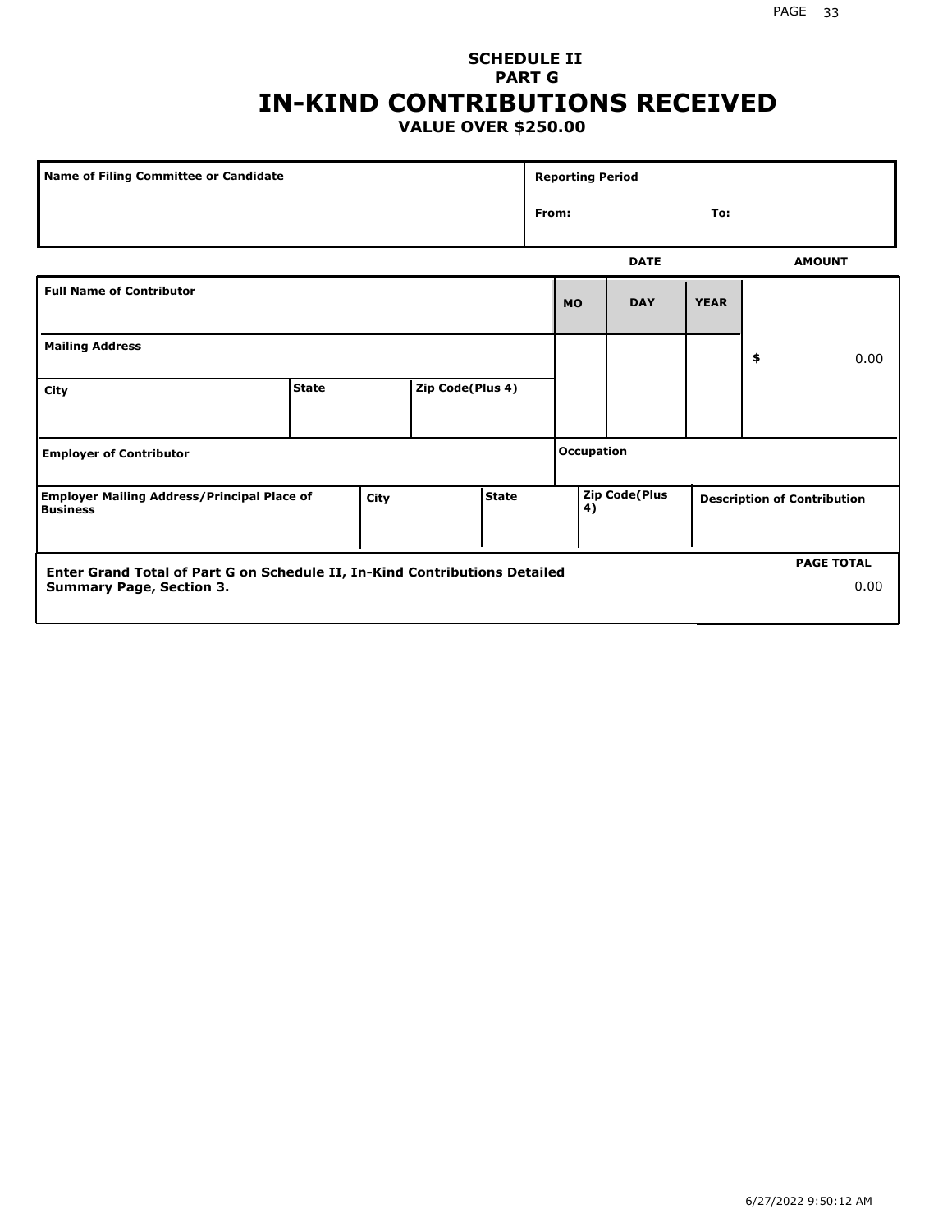## SCHEDULE II
## PART G
# IN-KIND CONTRIBUTIONS RECEIVED
### VALUE OVER $250.00

| Name of Filing Committee or Candidate | Reporting Period |
|---|---|
| | From: To: |

| Full Name of Contributor | | | DATE MO | DAY | YEAR | AMOUNT |
|---|---|---|---|---|---|---|
| Mailing Address | | | | | | $ 0.00 |
| City | State | Zip Code(Plus 4) | | | | |
| Employer of Contributor | | | Occupation | | | |
| Employer Mailing Address/Principal Place of Business | City | State | Zip Code(Plus 4) | | | Description of Contribution |

| Enter Grand Total of Part G on Schedule II, In-Kind Contributions Detailed Summary Page, Section 3. | PAGE TOTAL |
|---|---|
| | 0.00 |

6/27/2022 9:50:12 AM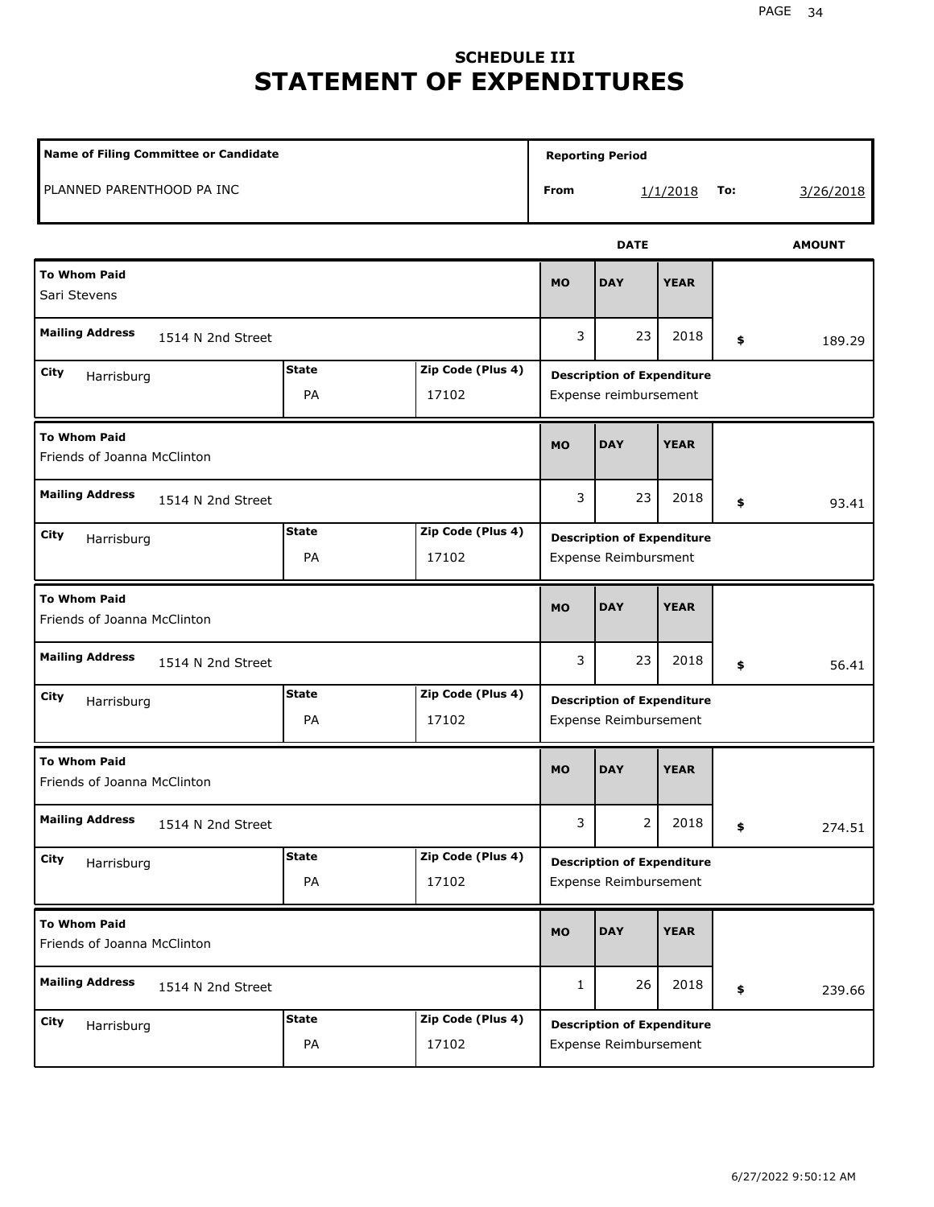## SCHEDULE III
# STATEMENT OF EXPENDITURES

| Name of Filing Committee or Candidate | Reporting Period | | |
|---|---|---|---|
| PLANNED PARENTHOOD PA INC | From 1/1/2018 | To: | 3/26/2018 |

| To Whom Paid | Mailing Address | City | State | Zip Code (Plus 4) | MO | DAY | YEAR | AMOUNT | Description of Expenditure |
|---|---|---|---|---|---|---|---|---|---|
| Sari Stevens | 1514 N 2nd Street | Harrisburg | PA | 17102 | 3 | 23 | 2018 | $ 189.29 | Expense reimbursement |
| Friends of Joanna McClinton | 1514 N 2nd Street | Harrisburg | PA | 17102 | 3 | 23 | 2018 | $ 93.41 | Expense Reimbursment |
| Friends of Joanna McClinton | 1514 N 2nd Street | Harrisburg | PA | 17102 | 3 | 23 | 2018 | $ 56.41 | Expense Reimbursement |
| Friends of Joanna McClinton | 1514 N 2nd Street | Harrisburg | PA | 17102 | 3 | 2 | 2018 | $ 274.51 | Expense Reimbursement |
| Friends of Joanna McClinton | 1514 N 2nd Street | Harrisburg | PA | 17102 | 1 | 26 | 2018 | $ 239.66 | Expense Reimbursement |

6/27/2022 9:50:12 AM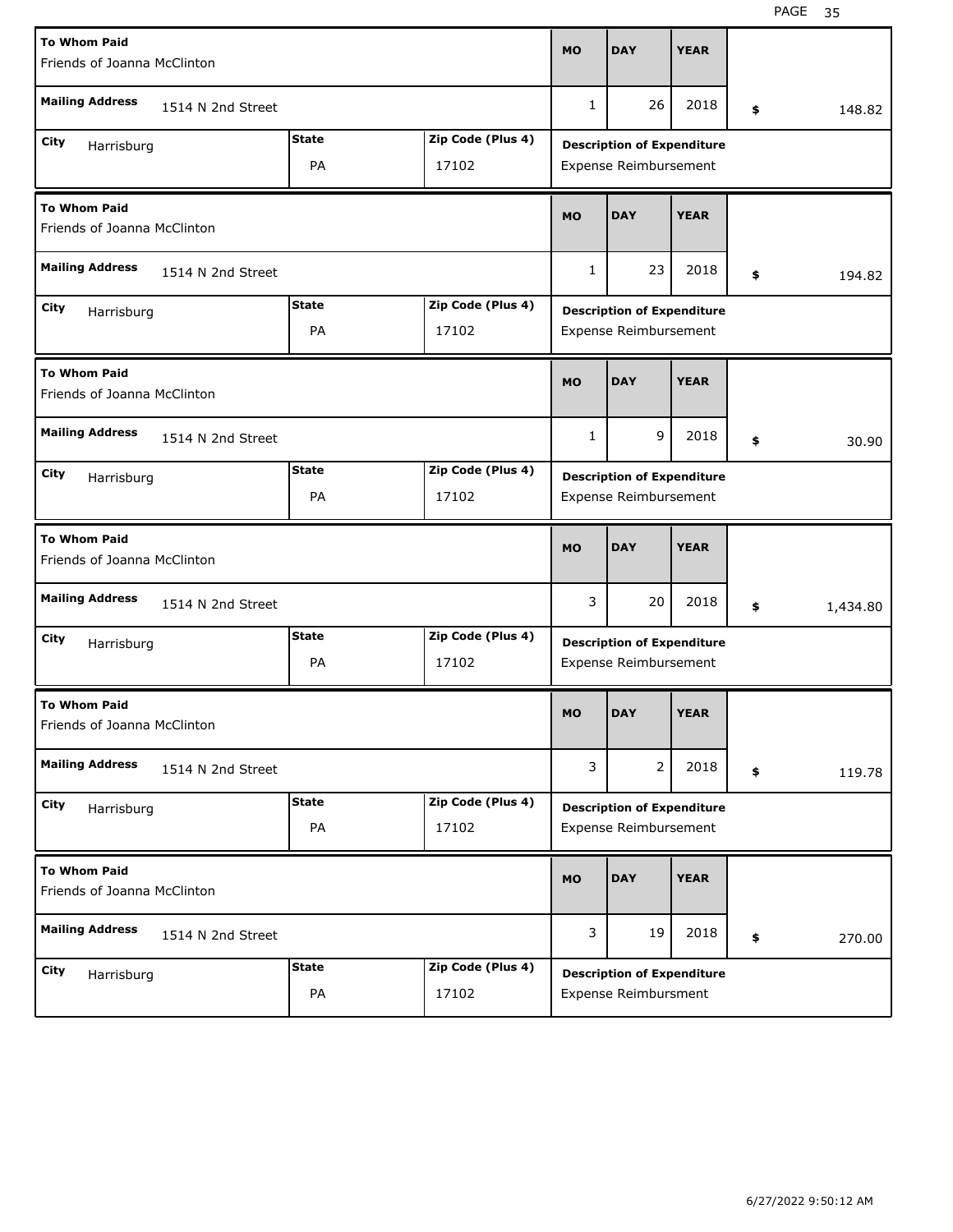| To Whom Paid | Mailing Address | City | State | Zip Code (Plus 4) | MO | DAY | YEAR | Amount | Description of Expenditure |
|---|---|---|---|---|---|---|---|---|---|
| Friends of Joanna McClinton | 1514 N 2nd Street | Harrisburg | PA | 17102 | 1 | 26 | 2018 | $ 148.82 | Expense Reimbursement |
| Friends of Joanna McClinton | 1514 N 2nd Street | Harrisburg | PA | 17102 | 1 | 23 | 2018 | $ 194.82 | Expense Reimbursement |
| Friends of Joanna McClinton | 1514 N 2nd Street | Harrisburg | PA | 17102 | 1 | 9 | 2018 | $ 30.90 | Expense Reimbursement |
| Friends of Joanna McClinton | 1514 N 2nd Street | Harrisburg | PA | 17102 | 3 | 20 | 2018 | $ 1,434.80 | Expense Reimbursement |
| Friends of Joanna McClinton | 1514 N 2nd Street | Harrisburg | PA | 17102 | 3 | 2 | 2018 | $ 119.78 | Expense Reimbursement |
| Friends of Joanna McClinton | 1514 N 2nd Street | Harrisburg | PA | 17102 | 3 | 19 | 2018 | $ 270.00 | Expense Reimbursment |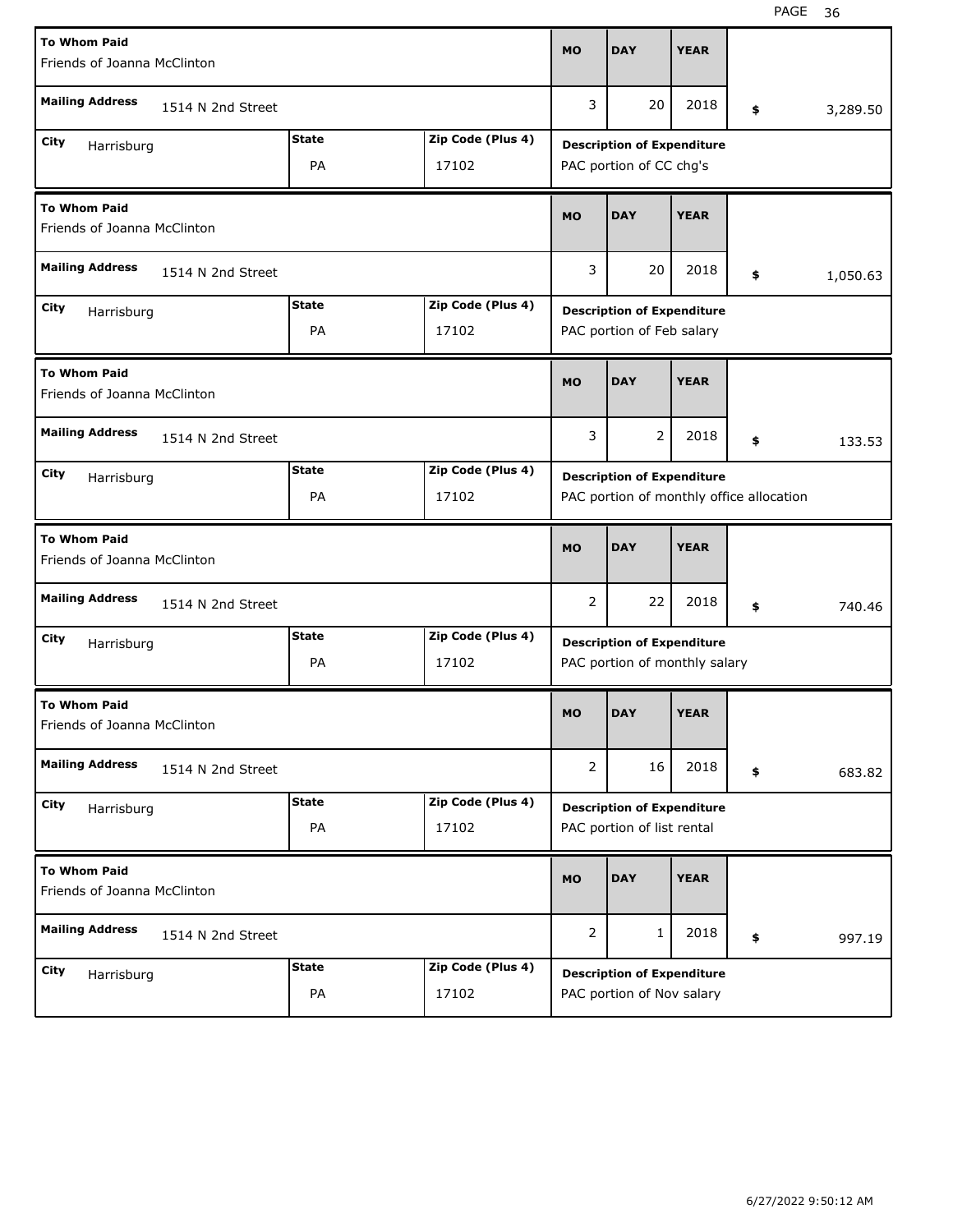| To Whom Paid | | | MO | DAY | YEAR | |
|---|---|---|---|---|---|---|
| Friends of Joanna McClinton | | | | | | |
| Mailing Address: 1514 N 2nd Street | | | 3 | 20 | 2018 | $ 3,289.50 |
| City: Harrisburg | State: PA | Zip Code (Plus 4): 17102 | Description of Expenditure: PAC portion of CC chg's | | | |

| To Whom Paid | | | MO | DAY | YEAR | |
|---|---|---|---|---|---|---|
| Friends of Joanna McClinton | | | | | | |
| Mailing Address: 1514 N 2nd Street | | | 3 | 20 | 2018 | $ 1,050.63 |
| City: Harrisburg | State: PA | Zip Code (Plus 4): 17102 | Description of Expenditure: PAC portion of Feb salary | | | |

| To Whom Paid | | | MO | DAY | YEAR | |
|---|---|---|---|---|---|---|
| Friends of Joanna McClinton | | | | | | |
| Mailing Address: 1514 N 2nd Street | | | 3 | 2 | 2018 | $ 133.53 |
| City: Harrisburg | State: PA | Zip Code (Plus 4): 17102 | Description of Expenditure: PAC portion of monthly office allocation | | | |

| To Whom Paid | | | MO | DAY | YEAR | |
|---|---|---|---|---|---|---|
| Friends of Joanna McClinton | | | | | | |
| Mailing Address: 1514 N 2nd Street | | | 2 | 22 | 2018 | $ 740.46 |
| City: Harrisburg | State: PA | Zip Code (Plus 4): 17102 | Description of Expenditure: PAC portion of monthly salary | | | |

| To Whom Paid | | | MO | DAY | YEAR | |
|---|---|---|---|---|---|---|
| Friends of Joanna McClinton | | | | | | |
| Mailing Address: 1514 N 2nd Street | | | 2 | 16 | 2018 | $ 683.82 |
| City: Harrisburg | State: PA | Zip Code (Plus 4): 17102 | Description of Expenditure: PAC portion of list rental | | | |

| To Whom Paid | | | MO | DAY | YEAR | |
|---|---|---|---|---|---|---|
| Friends of Joanna McClinton | | | | | | |
| Mailing Address: 1514 N 2nd Street | | | 2 | 1 | 2018 | $ 997.19 |
| City: Harrisburg | State: PA | Zip Code (Plus 4): 17102 | Description of Expenditure: PAC portion of Nov salary | | | |

6/27/2022 9:50:12 AM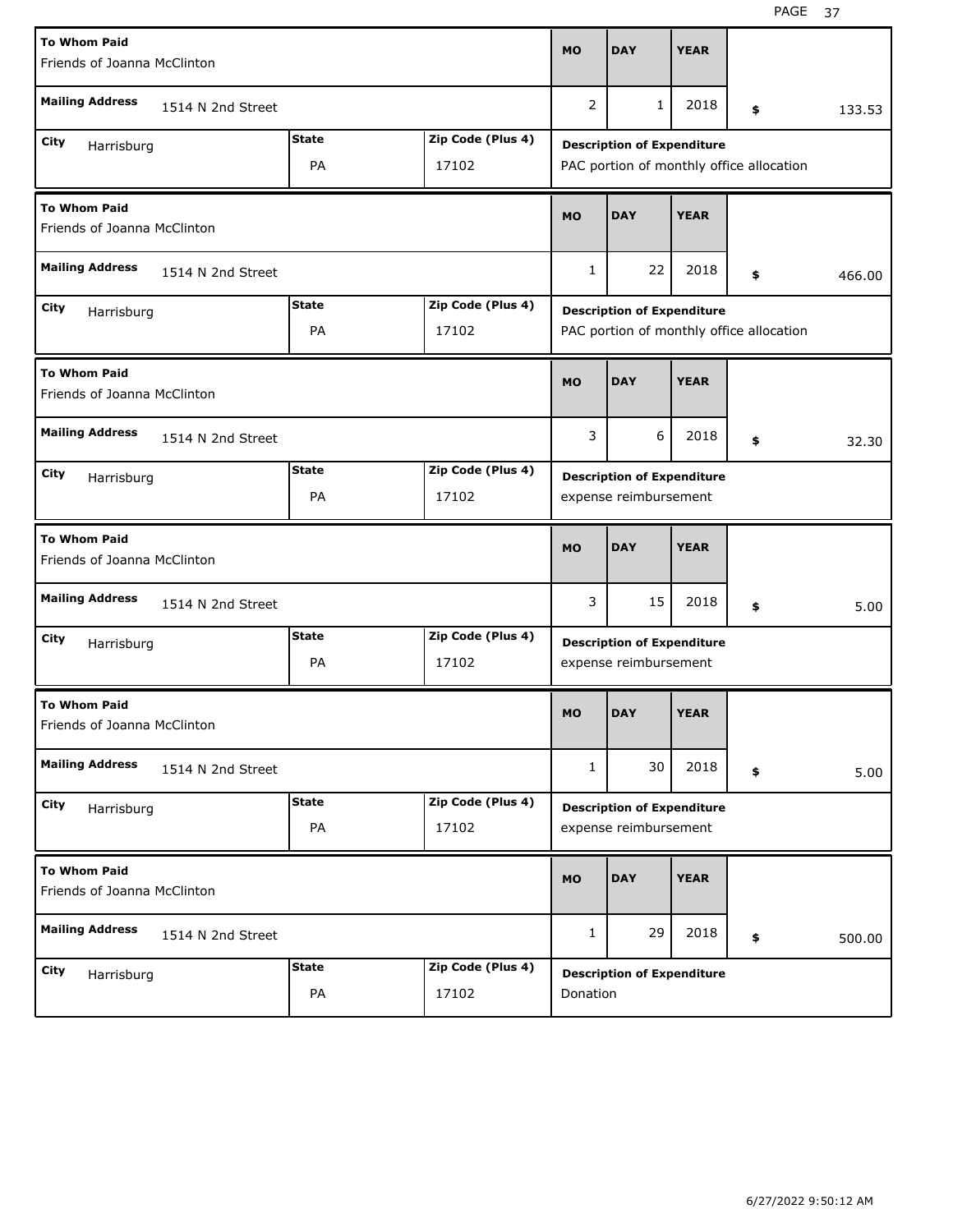| To Whom Paid | Mailing Address | City | State | Zip Code (Plus 4) | MO | DAY | YEAR | $ | Description of Expenditure |
|---|---|---|---|---|---|---|---|---|---|
| Friends of Joanna McClinton | 1514 N 2nd Street | Harrisburg | PA | 17102 | 2 | 1 | 2018 | 133.53 | PAC portion of monthly office allocation |
| Friends of Joanna McClinton | 1514 N 2nd Street | Harrisburg | PA | 17102 | 1 | 22 | 2018 | 466.00 | PAC portion of monthly office allocation |
| Friends of Joanna McClinton | 1514 N 2nd Street | Harrisburg | PA | 17102 | 3 | 6 | 2018 | 32.30 | expense reimbursement |
| Friends of Joanna McClinton | 1514 N 2nd Street | Harrisburg | PA | 17102 | 3 | 15 | 2018 | 5.00 | expense reimbursement |
| Friends of Joanna McClinton | 1514 N 2nd Street | Harrisburg | PA | 17102 | 1 | 30 | 2018 | 5.00 | expense reimbursement |
| Friends of Joanna McClinton | 1514 N 2nd Street | Harrisburg | PA | 17102 | 1 | 29 | 2018 | 500.00 | Donation |

6/27/2022 9:50:12 AM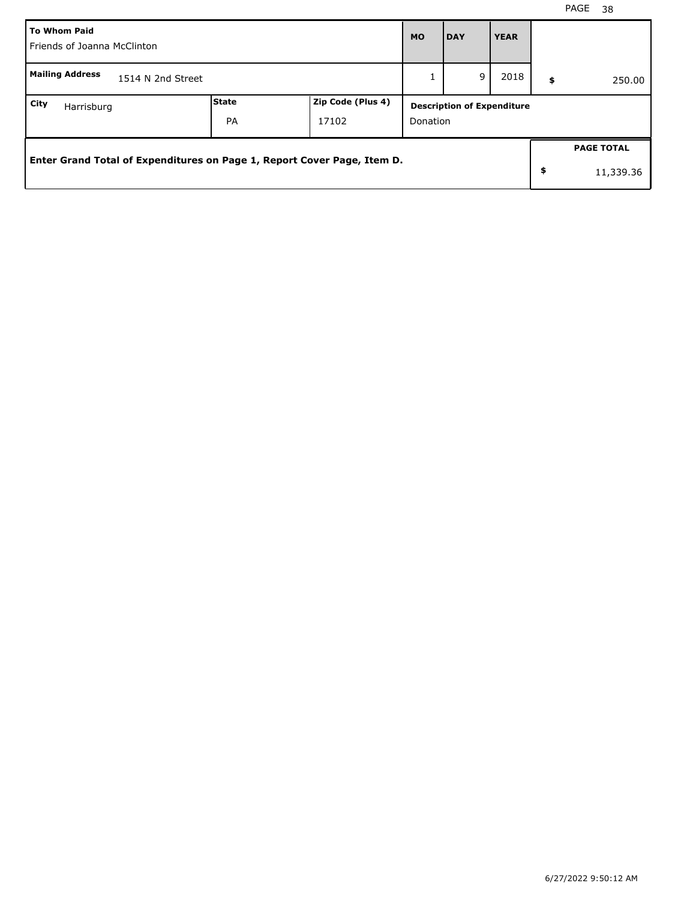| | | | | | | |
|---|---|---|---|---|---|---|
| **To Whom Paid**<br>Friends of Joanna McClinton | | | **MO** | **DAY** | **YEAR** | |
| **Mailing Address** 1514 N 2nd Street | | | 1 | 9 | 2018 | $ 250.00 |
| **City** Harrisburg | **State**<br>PA | **Zip Code (Plus 4)**<br>17102 | **Description of Expenditure**<br>Donation | | | |
| **Enter Grand Total of Expenditures on Page 1, Report Cover Page, Item D.** | | | | | | **PAGE TOTAL**<br>$ 11,339.36 |

6/27/2022 9:50:12 AM